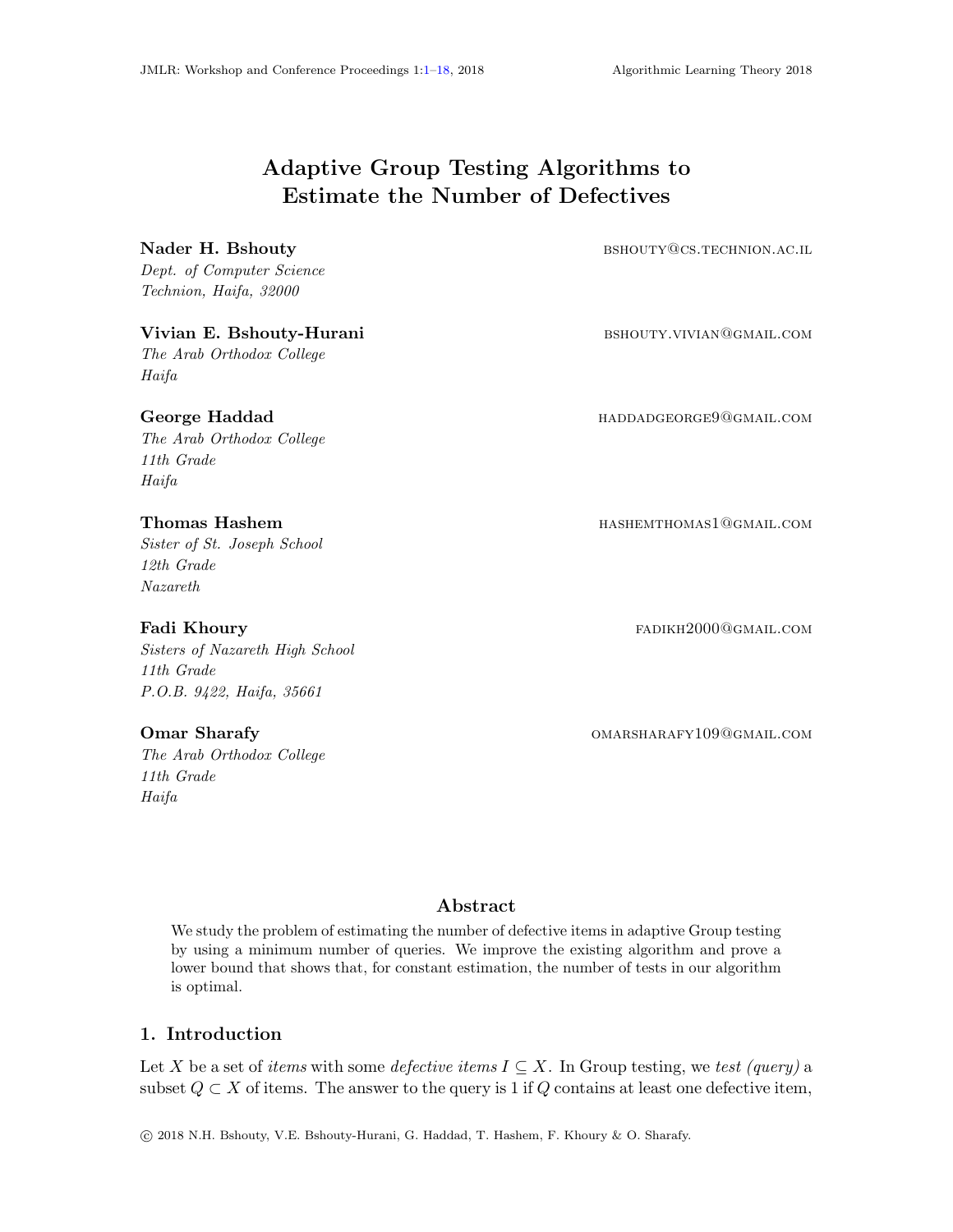# Adaptive Group Testing Algorithms to Estimate the Number of Defectives

**Nader H. Bshouty** BSHOUTY@CS.TECHNION.AC.IL
*Dept. of Computer Science*
*Technion, Haifa, 32000*

**Vivian E. Bshouty-Hurani** BSHOUTY.VIVIAN@GMAIL.COM
*The Arab Orthodox College*
*Haifa*

**George Haddad** HADDADGEORGE9@GMAIL.COM
*The Arab Orthodox College*
*11th Grade*
*Haifa*

**Thomas Hashem** HASHEMTHOMAS1@GMAIL.COM
*Sister of St. Joseph School*
*12th Grade*
*Nazareth*

**Fadi Khoury** FADIKH2000@GMAIL.COM
*Sisters of Nazareth High School*
*11th Grade*
*P.O.B. 9422, Haifa, 35661*

**Omar Sharafy** OMARSHARAFY109@GMAIL.COM
*The Arab Orthodox College*
*11th Grade*
*Haifa*

## Abstract

We study the problem of estimating the number of defective items in adaptive Group testing by using a minimum number of queries. We improve the existing algorithm and prove a lower bound that shows that, for constant estimation, the number of tests in our algorithm is optimal.

## 1. Introduction

Let $X$ be a set of *items* with some *defective items* $I \subseteq X$. In Group testing, we *test (query)* a subset $Q \subset X$ of items. The answer to the query is 1 if $Q$ contains at least one defective item,

© 2018 N.H. Bshouty, V.E. Bshouty-Hurani, G. Haddad, T. Hashem, F. Khoury & O. Sharafy.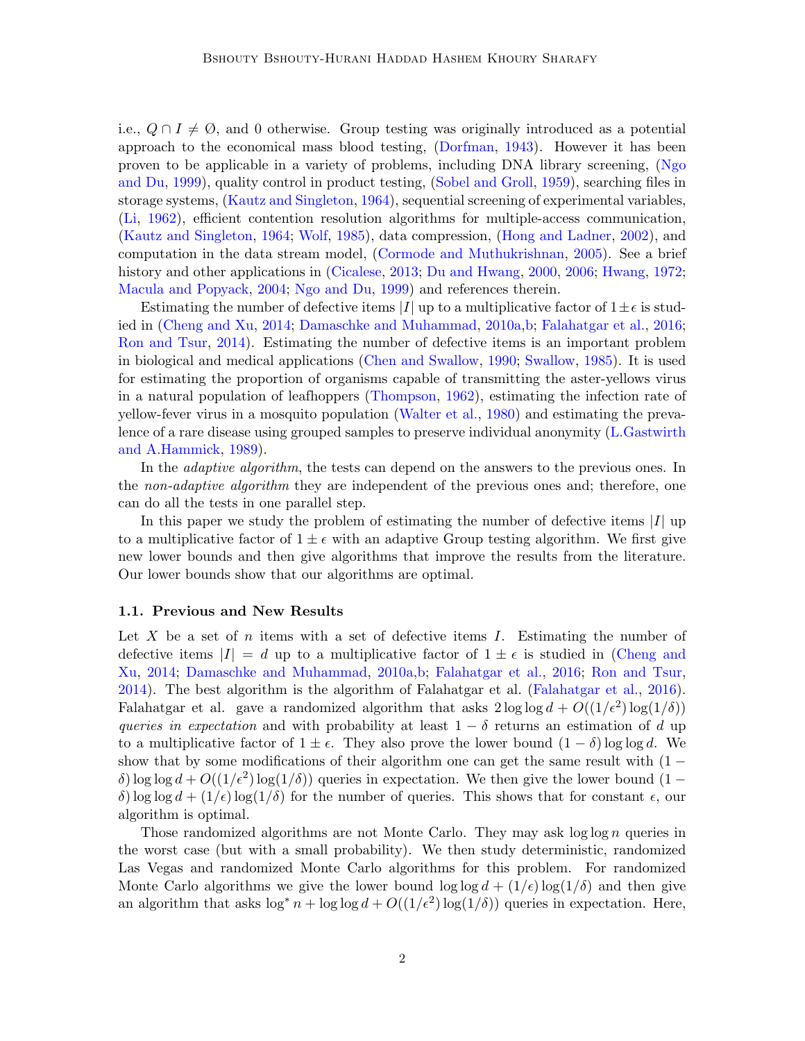i.e., $Q \cap I \neq \emptyset$, and 0 otherwise. Group testing was originally introduced as a potential approach to the economical mass blood testing, (Dorfman, 1943). However it has been proven to be applicable in a variety of problems, including DNA library screening, (Ngo and Du, 1999), quality control in product testing, (Sobel and Groll, 1959), searching files in storage systems, (Kautz and Singleton, 1964), sequential screening of experimental variables, (Li, 1962), efficient contention resolution algorithms for multiple-access communication, (Kautz and Singleton, 1964; Wolf, 1985), data compression, (Hong and Ladner, 2002), and computation in the data stream model, (Cormode and Muthukrishnan, 2005). See a brief history and other applications in (Cicalese, 2013; Du and Hwang, 2000, 2006; Hwang, 1972; Macula and Popyack, 2004; Ngo and Du, 1999) and references therein.

Estimating the number of defective items $|I|$ up to a multiplicative factor of $1 \pm \epsilon$ is studied in (Cheng and Xu, 2014; Damaschke and Muhammad, 2010a,b; Falahatgar et al., 2016; Ron and Tsur, 2014). Estimating the number of defective items is an important problem in biological and medical applications (Chen and Swallow, 1990; Swallow, 1985). It is used for estimating the proportion of organisms capable of transmitting the aster-yellows virus in a natural population of leafhoppers (Thompson, 1962), estimating the infection rate of yellow-fever virus in a mosquito population (Walter et al., 1980) and estimating the prevalence of a rare disease using grouped samples to preserve individual anonymity (L.Gastwirth and A.Hammick, 1989).

In the *adaptive algorithm*, the tests can depend on the answers to the previous ones. In the *non-adaptive algorithm* they are independent of the previous ones and; therefore, one can do all the tests in one parallel step.

In this paper we study the problem of estimating the number of defective items $|I|$ up to a multiplicative factor of $1 \pm \epsilon$ with an adaptive Group testing algorithm. We first give new lower bounds and then give algorithms that improve the results from the literature. Our lower bounds show that our algorithms are optimal.

### 1.1. Previous and New Results

Let $X$ be a set of $n$ items with a set of defective items $I$. Estimating the number of defective items $|I| = d$ up to a multiplicative factor of $1 \pm \epsilon$ is studied in (Cheng and Xu, 2014; Damaschke and Muhammad, 2010a,b; Falahatgar et al., 2016; Ron and Tsur, 2014). The best algorithm is the algorithm of Falahatgar et al. (Falahatgar et al., 2016). Falahatgar et al. gave a randomized algorithm that asks $2 \log\log d + O((1/\epsilon^2)\log(1/\delta))$ *queries in expectation* and with probability at least $1 - \delta$ returns an estimation of $d$ up to a multiplicative factor of $1 \pm \epsilon$. They also prove the lower bound $(1 - \delta)\log\log d$. We show that by some modifications of their algorithm one can get the same result with $(1 - \delta)\log\log d + O((1/\epsilon^2)\log(1/\delta))$ queries in expectation. We then give the lower bound $(1 - \delta)\log\log d + (1/\epsilon)\log(1/\delta)$ for the number of queries. This shows that for constant $\epsilon$, our algorithm is optimal.

Those randomized algorithms are not Monte Carlo. They may ask $\log\log n$ queries in the worst case (but with a small probability). We then study deterministic, randomized Las Vegas and randomized Monte Carlo algorithms for this problem. For randomized Monte Carlo algorithms we give the lower bound $\log\log d + (1/\epsilon)\log(1/\delta)$ and then give an algorithm that asks $\log^* n + \log\log d + O((1/\epsilon^2)\log(1/\delta))$ queries in expectation. Here,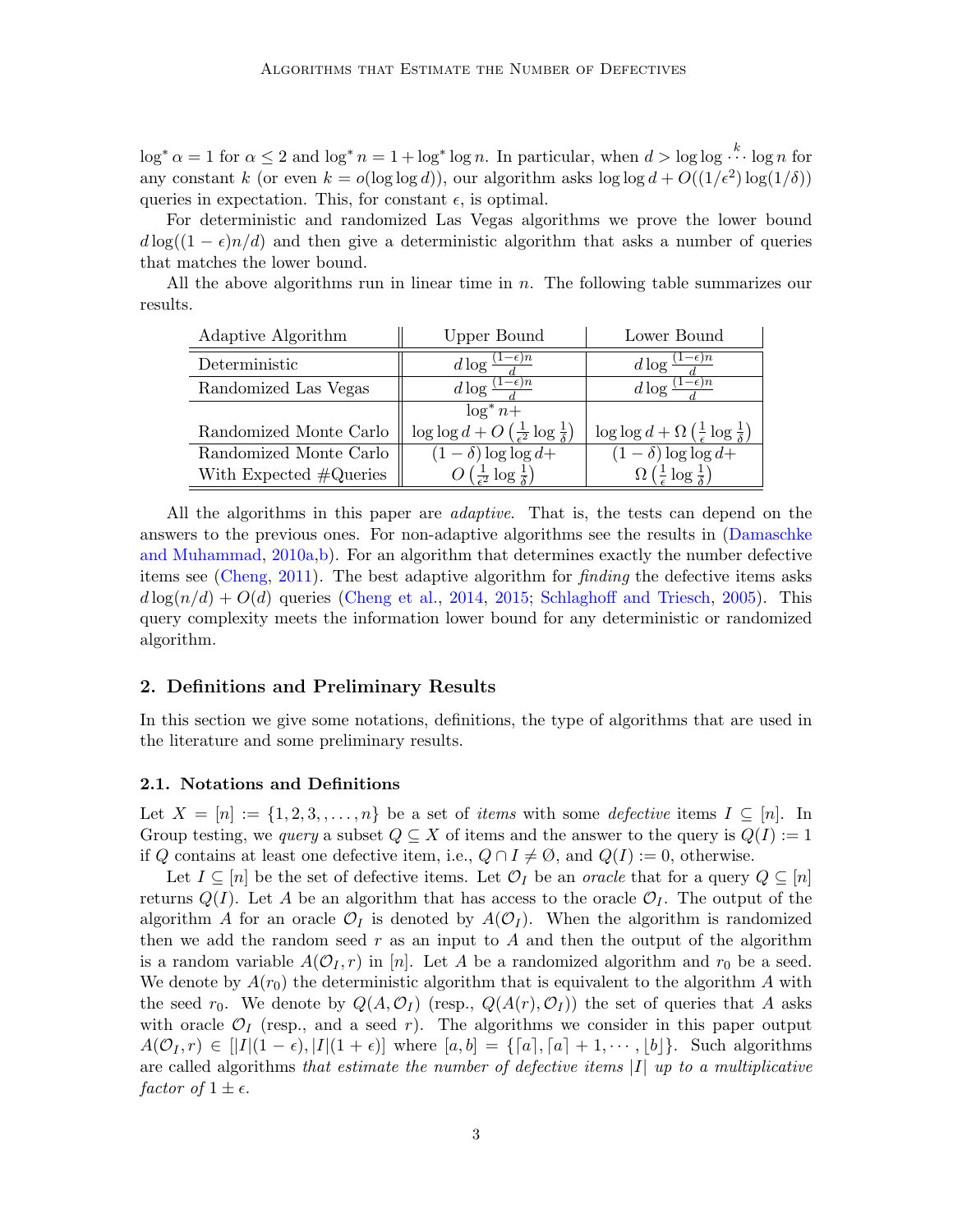$\log^* \alpha = 1$ for $\alpha \le 2$ and $\log^* n = 1 + \log^* \log n$. In particular, when $d > \log\log \overset{k}{\cdots} \log n$ for any constant $k$ (or even $k = o(\log\log d)$), our algorithm asks $\log\log d + O((1/\epsilon^2)\log(1/\delta))$ queries in expectation. This, for constant $\epsilon$, is optimal.

For deterministic and randomized Las Vegas algorithms we prove the lower bound $d\log((1-\epsilon)n/d)$ and then give a deterministic algorithm that asks a number of queries that matches the lower bound.

All the above algorithms run in linear time in $n$. The following table summarizes our results.

| Adaptive Algorithm | Upper Bound | Lower Bound |
|---|---|---|
| Deterministic | $d\log\frac{(1-\epsilon)n}{d}$ | $d\log\frac{(1-\epsilon)n}{d}$ |
| Randomized Las Vegas | $d\log\frac{(1-\epsilon)n}{d}$ | $d\log\frac{(1-\epsilon)n}{d}$ |
| Randomized Monte Carlo | $\log^* n + \log\log d + O\left(\frac{1}{\epsilon^2}\log\frac{1}{\delta}\right)$ | $\log\log d + \Omega\left(\frac{1}{\epsilon}\log\frac{1}{\delta}\right)$ |
| Randomized Monte Carlo With Expected #Queries | $(1-\delta)\log\log d + O\left(\frac{1}{\epsilon^2}\log\frac{1}{\delta}\right)$ | $(1-\delta)\log\log d + \Omega\left(\frac{1}{\epsilon}\log\frac{1}{\delta}\right)$ |

All the algorithms in this paper are *adaptive*. That is, the tests can depend on the answers to the previous ones. For non-adaptive algorithms see the results in (Damaschke and Muhammad, 2010a,b). For an algorithm that determines exactly the number defective items see (Cheng, 2011). The best adaptive algorithm for *finding* the defective items asks $d\log(n/d) + O(d)$ queries (Cheng et al., 2014, 2015; Schlaghoff and Triesch, 2005). This query complexity meets the information lower bound for any deterministic or randomized algorithm.

## 2. Definitions and Preliminary Results

In this section we give some notations, definitions, the type of algorithms that are used in the literature and some preliminary results.

### 2.1. Notations and Definitions

Let $X = [n] := \{1, 2, 3, \ldots, n\}$ be a set of *items* with some *defective* items $I \subseteq [n]$. In Group testing, we *query* a subset $Q \subseteq X$ of items and the answer to the query is $Q(I) := 1$ if $Q$ contains at least one defective item, i.e., $Q \cap I \neq \emptyset$, and $Q(I) := 0$, otherwise.

Let $I \subseteq [n]$ be the set of defective items. Let $\mathcal{O}_I$ be an *oracle* that for a query $Q \subseteq [n]$ returns $Q(I)$. Let $A$ be an algorithm that has access to the oracle $\mathcal{O}_I$. The output of the algorithm $A$ for an oracle $\mathcal{O}_I$ is denoted by $A(\mathcal{O}_I)$. When the algorithm is randomized then we add the random seed $r$ as an input to $A$ and then the output of the algorithm is a random variable $A(\mathcal{O}_I, r)$ in $[n]$. Let $A$ be a randomized algorithm and $r_0$ be a seed. We denote by $A(r_0)$ the deterministic algorithm that is equivalent to the algorithm $A$ with the seed $r_0$. We denote by $Q(A, \mathcal{O}_I)$ (resp., $Q(A(r), \mathcal{O}_I)$) the set of queries that $A$ asks with oracle $\mathcal{O}_I$ (resp., and a seed $r$). The algorithms we consider in this paper output $A(\mathcal{O}_I, r) \in [|I|(1-\epsilon), |I|(1+\epsilon)]$ where $[a, b] = \{\lceil a \rceil, \lceil a \rceil + 1, \cdots, \lfloor b \rfloor\}$. Such algorithms are called algorithms *that estimate the number of defective items $|I|$ up to a multiplicative factor of $1 \pm \epsilon$*.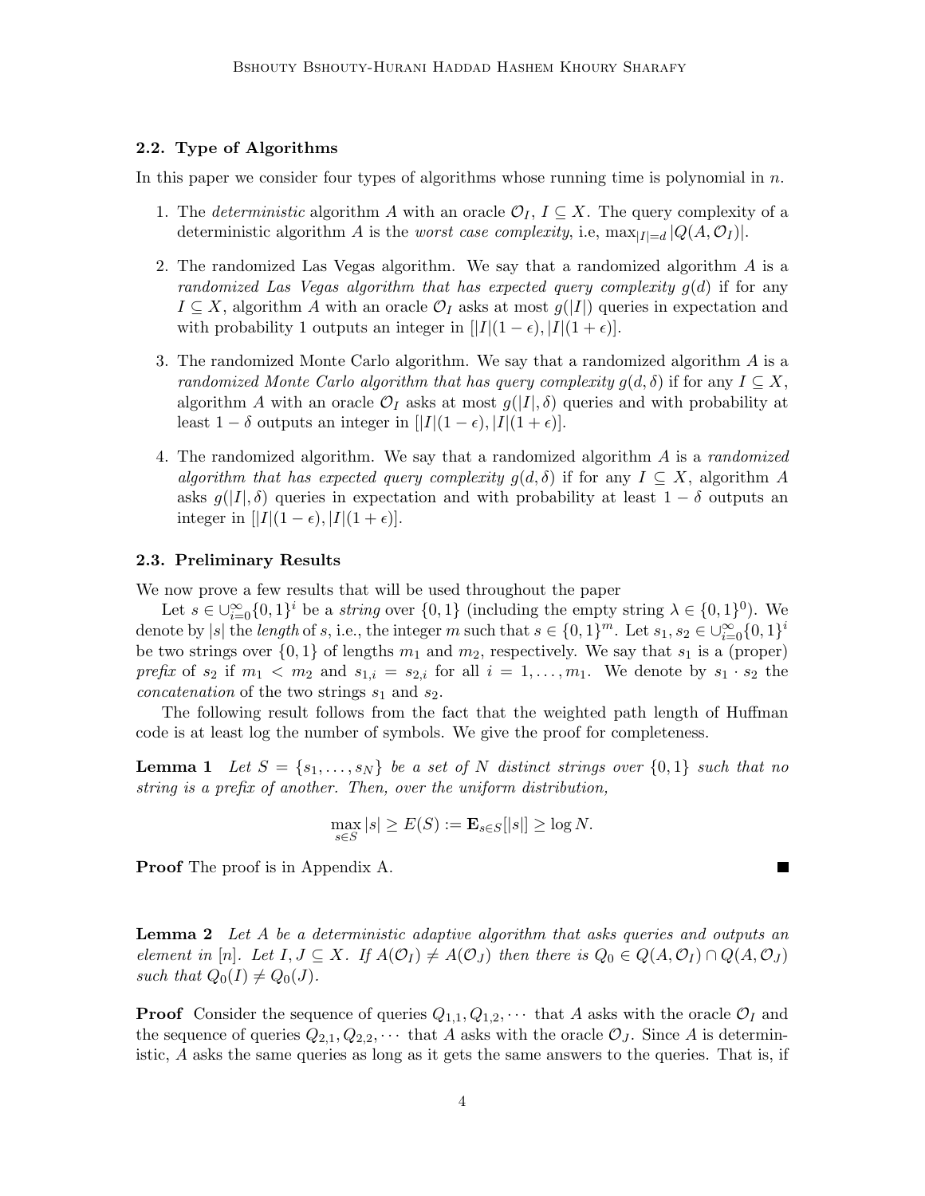### 2.2. Type of Algorithms

In this paper we consider four types of algorithms whose running time is polynomial in $n$.

1. The *deterministic* algorithm $A$ with an oracle $\mathcal{O}_I$, $I \subseteq X$. The query complexity of a deterministic algorithm $A$ is the *worst case complexity*, i.e, $\max_{|I|=d} |Q(A, \mathcal{O}_I)|$.
2. The randomized Las Vegas algorithm. We say that a randomized algorithm $A$ is a *randomized Las Vegas algorithm that has expected query complexity* $g(d)$ if for any $I \subseteq X$, algorithm $A$ with an oracle $\mathcal{O}_I$ asks at most $g(|I|)$ queries in expectation and with probability 1 outputs an integer in $[|I|(1-\epsilon), |I|(1+\epsilon)]$.
3. The randomized Monte Carlo algorithm. We say that a randomized algorithm $A$ is a *randomized Monte Carlo algorithm that has query complexity* $g(d, \delta)$ if for any $I \subseteq X$, algorithm $A$ with an oracle $\mathcal{O}_I$ asks at most $g(|I|, \delta)$ queries and with probability at least $1 - \delta$ outputs an integer in $[|I|(1-\epsilon), |I|(1+\epsilon)]$.
4. The randomized algorithm. We say that a randomized algorithm $A$ is a *randomized algorithm that has expected query complexity* $g(d, \delta)$ if for any $I \subseteq X$, algorithm $A$ asks $g(|I|, \delta)$ queries in expectation and with probability at least $1 - \delta$ outputs an integer in $[|I|(1-\epsilon), |I|(1+\epsilon)]$.

### 2.3. Preliminary Results

We now prove a few results that will be used throughout the paper

Let $s \in \cup_{i=0}^{\infty}\{0,1\}^i$ be a *string* over $\{0,1\}$ (including the empty string $\lambda \in \{0,1\}^0$). We denote by $|s|$ the *length* of $s$, i.e., the integer $m$ such that $s \in \{0,1\}^m$. Let $s_1, s_2 \in \cup_{i=0}^{\infty}\{0,1\}^i$ be two strings over $\{0,1\}$ of lengths $m_1$ and $m_2$, respectively. We say that $s_1$ is a (proper) *prefix* of $s_2$ if $m_1 < m_2$ and $s_{1,i} = s_{2,i}$ for all $i = 1, \ldots, m_1$. We denote by $s_1 \cdot s_2$ the *concatenation* of the two strings $s_1$ and $s_2$.

The following result follows from the fact that the weighted path length of Huffman code is at least log the number of symbols. We give the proof for completeness.

**Lemma 1** *Let $S = \{s_1, \ldots, s_N\}$ be a set of $N$ distinct strings over $\{0,1\}$ such that no string is a prefix of another. Then, over the uniform distribution,*

$$\max_{s \in S} |s| \geq E(S) := \mathbf{E}_{s \in S}[|s|] \geq \log N.$$

**Proof** The proof is in Appendix A. ∎

**Lemma 2** *Let $A$ be a deterministic adaptive algorithm that asks queries and outputs an element in $[n]$. Let $I, J \subseteq X$. If $A(\mathcal{O}_I) \neq A(\mathcal{O}_J)$ then there is $Q_0 \in Q(A, \mathcal{O}_I) \cap Q(A, \mathcal{O}_J)$ such that $Q_0(I) \neq Q_0(J)$.*

**Proof** Consider the sequence of queries $Q_{1,1}, Q_{1,2}, \cdots$ that $A$ asks with the oracle $\mathcal{O}_I$ and the sequence of queries $Q_{2,1}, Q_{2,2}, \cdots$ that $A$ asks with the oracle $\mathcal{O}_J$. Since $A$ is deterministic, $A$ asks the same queries as long as it gets the same answers to the queries. That is, if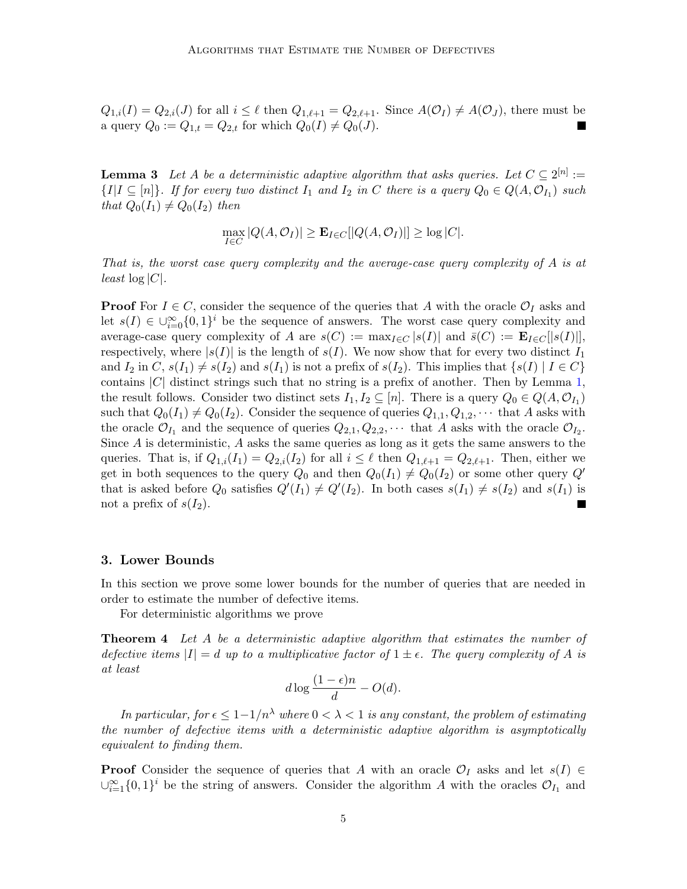$Q_{1,i}(I) = Q_{2,i}(J)$ for all $i \le \ell$ then $Q_{1,\ell+1} = Q_{2,\ell+1}$. Since $A(\mathcal{O}_I) \ne A(\mathcal{O}_J)$, there must be a query $Q_0 := Q_{1,t} = Q_{2,t}$ for which $Q_0(I) \ne Q_0(J)$. ■

**Lemma 3** *Let $A$ be a deterministic adaptive algorithm that asks queries. Let $C \subseteq 2^{[n]} := \{I | I \subseteq [n]\}$. If for every two distinct $I_1$ and $I_2$ in $C$ there is a query $Q_0 \in Q(A, \mathcal{O}_{I_1})$ such that $Q_0(I_1) \ne Q_0(I_2)$ then*

$$\max_{I \in C} |Q(A, \mathcal{O}_I)| \ge \mathbf{E}_{I \in C}[|Q(A, \mathcal{O}_I)|] \ge \log |C|.$$

*That is, the worst case query complexity and the average-case query complexity of $A$ is at least $\log |C|$.*

**Proof** For $I \in C$, consider the sequence of the queries that $A$ with the oracle $\mathcal{O}_I$ asks and let $s(I) \in \cup_{i=0}^{\infty} \{0,1\}^i$ be the sequence of answers. The worst case query complexity and average-case query complexity of $A$ are $s(C) := \max_{I \in C} |s(I)|$ and $\bar{s}(C) := \mathbf{E}_{I \in C}[|s(I)|]$, respectively, where $|s(I)|$ is the length of $s(I)$. We now show that for every two distinct $I_1$ and $I_2$ in $C$, $s(I_1) \ne s(I_2)$ and $s(I_1)$ is not a prefix of $s(I_2)$. This implies that $\{s(I) \mid I \in C\}$ contains $|C|$ distinct strings such that no string is a prefix of another. Then by Lemma 1, the result follows. Consider two distinct sets $I_1, I_2 \subseteq [n]$. There is a query $Q_0 \in Q(A, \mathcal{O}_{I_1})$ such that $Q_0(I_1) \ne Q_0(I_2)$. Consider the sequence of queries $Q_{1,1}, Q_{1,2}, \cdots$ that $A$ asks with the oracle $\mathcal{O}_{I_1}$ and the sequence of queries $Q_{2,1}, Q_{2,2}, \cdots$ that $A$ asks with the oracle $\mathcal{O}_{I_2}$. Since $A$ is deterministic, $A$ asks the same queries as long as it gets the same answers to the queries. That is, if $Q_{1,i}(I_1) = Q_{2,i}(I_2)$ for all $i \le \ell$ then $Q_{1,\ell+1} = Q_{2,\ell+1}$. Then, either we get in both sequences to the query $Q_0$ and then $Q_0(I_1) \ne Q_0(I_2)$ or some other query $Q'$ that is asked before $Q_0$ satisfies $Q'(I_1) \ne Q'(I_2)$. In both cases $s(I_1) \ne s(I_2)$ and $s(I_1)$ is not a prefix of $s(I_2)$. ■

## 3. Lower Bounds

In this section we prove some lower bounds for the number of queries that are needed in order to estimate the number of defective items.

For deterministic algorithms we prove

**Theorem 4** *Let $A$ be a deterministic adaptive algorithm that estimates the number of defective items $|I| = d$ up to a multiplicative factor of $1 \pm \epsilon$. The query complexity of $A$ is at least*

$$d \log \frac{(1-\epsilon)n}{d} - O(d).$$

*In particular, for $\epsilon \le 1 - 1/n^{\lambda}$ where $0 < \lambda < 1$ is any constant, the problem of estimating the number of defective items with a deterministic adaptive algorithm is asymptotically equivalent to finding them.*

**Proof** Consider the sequence of queries that $A$ with an oracle $\mathcal{O}_I$ asks and let $s(I) \in \cup_{i=1}^{\infty} \{0,1\}^i$ be the string of answers. Consider the algorithm $A$ with the oracles $\mathcal{O}_{I_1}$ and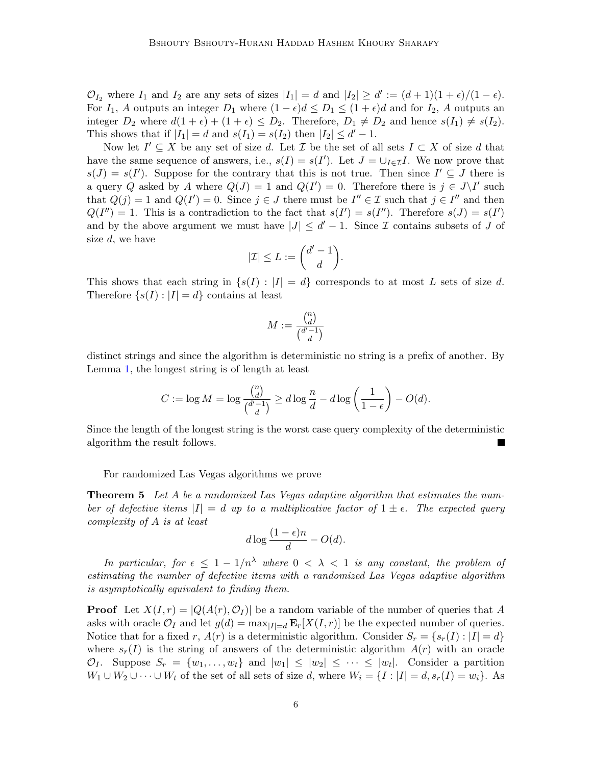$\mathcal{O}_{I_2}$ where $I_1$ and $I_2$ are any sets of sizes $|I_1| = d$ and $|I_2| \ge d' := (d+1)(1+\epsilon)/(1-\epsilon)$. For $I_1$, $A$ outputs an integer $D_1$ where $(1-\epsilon)d \le D_1 \le (1+\epsilon)d$ and for $I_2$, $A$ outputs an integer $D_2$ where $d(1+\epsilon) + (1+\epsilon) \le D_2$. Therefore, $D_1 \ne D_2$ and hence $s(I_1) \ne s(I_2)$. This shows that if $|I_1| = d$ and $s(I_1) = s(I_2)$ then $|I_2| \le d' - 1$.

Now let $I' \subseteq X$ be any set of size $d$. Let $\mathcal{I}$ be the set of all sets $I \subset X$ of size $d$ that have the same sequence of answers, i.e., $s(I) = s(I')$. Let $J = \cup_{I \in \mathcal{I}} I$. We now prove that $s(J) = s(I')$. Suppose for the contrary that this is not true. Then since $I' \subseteq J$ there is a query $Q$ asked by $A$ where $Q(J) = 1$ and $Q(I') = 0$. Therefore there is $j \in J \backslash I'$ such that $Q(j) = 1$ and $Q(I') = 0$. Since $j \in J$ there must be $I'' \in \mathcal{I}$ such that $j \in I''$ and then $Q(I'') = 1$. This is a contradiction to the fact that $s(I') = s(I'')$. Therefore $s(J) = s(I')$ and by the above argument we must have $|J| \le d' - 1$. Since $\mathcal{I}$ contains subsets of $J$ of size $d$, we have

$$|\mathcal{I}| \le L := \binom{d'-1}{d}.$$

This shows that each string in $\{s(I) : |I| = d\}$ corresponds to at most $L$ sets of size $d$. Therefore $\{s(I) : |I| = d\}$ contains at least

$$M := \frac{\binom{n}{d}}{\binom{d'-1}{d}}$$

distinct strings and since the algorithm is deterministic no string is a prefix of another. By Lemma 1, the longest string is of length at least

$$C := \log M = \log \frac{\binom{n}{d}}{\binom{d'-1}{d}} \ge d \log \frac{n}{d} - d \log \left( \frac{1}{1-\epsilon} \right) - O(d).$$

Since the length of the longest string is the worst case query complexity of the deterministic algorithm the result follows. ∎

For randomized Las Vegas algorithms we prove

**Theorem 5** *Let $A$ be a randomized Las Vegas adaptive algorithm that estimates the number of defective items $|I| = d$ up to a multiplicative factor of $1 \pm \epsilon$. The expected query complexity of $A$ is at least*

$$d \log \frac{(1-\epsilon)n}{d} - O(d).$$

*In particular, for $\epsilon \le 1 - 1/n^{\lambda}$ where $0 < \lambda < 1$ is any constant, the problem of estimating the number of defective items with a randomized Las Vegas adaptive algorithm is asymptotically equivalent to finding them.*

**Proof** Let $X(I, r) = |Q(A(r), \mathcal{O}_I)|$ be a random variable of the number of queries that $A$ asks with oracle $\mathcal{O}_I$ and let $g(d) = \max_{|I|=d} \mathbf{E}_r[X(I, r)]$ be the expected number of queries. Notice that for a fixed $r$, $A(r)$ is a deterministic algorithm. Consider $S_r = \{s_r(I) : |I| = d\}$ where $s_r(I)$ is the string of answers of the deterministic algorithm $A(r)$ with an oracle $\mathcal{O}_I$. Suppose $S_r = \{w_1, \ldots, w_t\}$ and $|w_1| \le |w_2| \le \cdots \le |w_t|$. Consider a partition $W_1 \cup W_2 \cup \cdots \cup W_t$ of the set of all sets of size $d$, where $W_i = \{I : |I| = d, s_r(I) = w_i\}$. As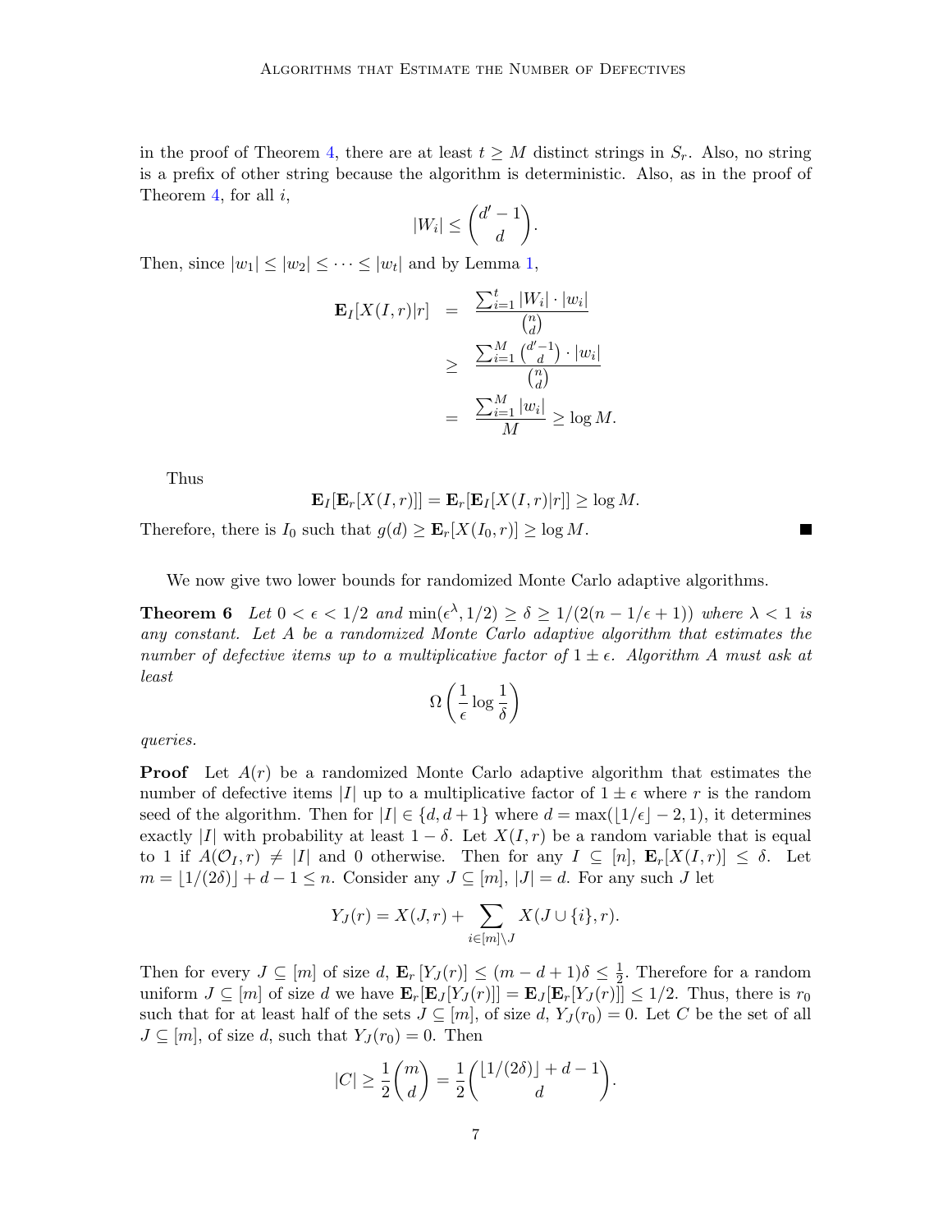in the proof of Theorem 4, there are at least $t \geq M$ distinct strings in $S_r$. Also, no string is a prefix of other string because the algorithm is deterministic. Also, as in the proof of Theorem 4, for all $i$,

$$|W_i| \leq \binom{d'-1}{d}.$$

Then, since $|w_1| \leq |w_2| \leq \cdots \leq |w_t|$ and by Lemma 1,

$$\begin{aligned}
\mathbf{E}_I[X(I,r)|r] &= \frac{\sum_{i=1}^{t} |W_i| \cdot |w_i|}{\binom{n}{d}} \\
&\geq \frac{\sum_{i=1}^{M} \binom{d'-1}{d} \cdot |w_i|}{\binom{n}{d}} \\
&= \frac{\sum_{i=1}^{M} |w_i|}{M} \geq \log M.
\end{aligned}$$

Thus

$$\mathbf{E}_I[\mathbf{E}_r[X(I,r)]] = \mathbf{E}_r[\mathbf{E}_I[X(I,r)|r]] \geq \log M.$$

Therefore, there is $I_0$ such that $g(d) \geq \mathbf{E}_r[X(I_0,r)] \geq \log M$. ∎

We now give two lower bounds for randomized Monte Carlo adaptive algorithms.

**Theorem 6** *Let $0 < \epsilon < 1/2$ and $\min(\epsilon^\lambda, 1/2) \geq \delta \geq 1/(2(n - 1/\epsilon + 1))$ where $\lambda < 1$ is any constant. Let $A$ be a randomized Monte Carlo adaptive algorithm that estimates the number of defective items up to a multiplicative factor of $1 \pm \epsilon$. Algorithm $A$ must ask at least*

$$\Omega\left(\frac{1}{\epsilon}\log\frac{1}{\delta}\right)$$

*queries.*

**Proof** Let $A(r)$ be a randomized Monte Carlo adaptive algorithm that estimates the number of defective items $|I|$ up to a multiplicative factor of $1 \pm \epsilon$ where $r$ is the random seed of the algorithm. Then for $|I| \in \{d, d+1\}$ where $d = \max(\lfloor 1/\epsilon \rfloor - 2, 1)$, it determines exactly $|I|$ with probability at least $1 - \delta$. Let $X(I,r)$ be a random variable that is equal to 1 if $A(\mathcal{O}_I, r) \neq |I|$ and 0 otherwise. Then for any $I \subseteq [n]$, $\mathbf{E}_r[X(I,r)] \leq \delta$. Let $m = \lfloor 1/(2\delta) \rfloor + d - 1 \leq n$. Consider any $J \subseteq [m]$, $|J| = d$. For any such $J$ let

$$Y_J(r) = X(J,r) + \sum_{i \in [m] \backslash J} X(J \cup \{i\}, r).$$

Then for every $J \subseteq [m]$ of size $d$, $\mathbf{E}_r\left[Y_J(r)\right] \leq (m - d + 1)\delta \leq \frac{1}{2}$. Therefore for a random uniform $J \subseteq [m]$ of size $d$ we have $\mathbf{E}_r[\mathbf{E}_J[Y_J(r)]] = \mathbf{E}_J[\mathbf{E}_r[Y_J(r)]] \leq 1/2$. Thus, there is $r_0$ such that for at least half of the sets $J \subseteq [m]$, of size $d$, $Y_J(r_0) = 0$. Let $C$ be the set of all $J \subseteq [m]$, of size $d$, such that $Y_J(r_0) = 0$. Then

$$|C| \geq \frac{1}{2}\binom{m}{d} = \frac{1}{2}\binom{\lfloor 1/(2\delta) \rfloor + d - 1}{d}.$$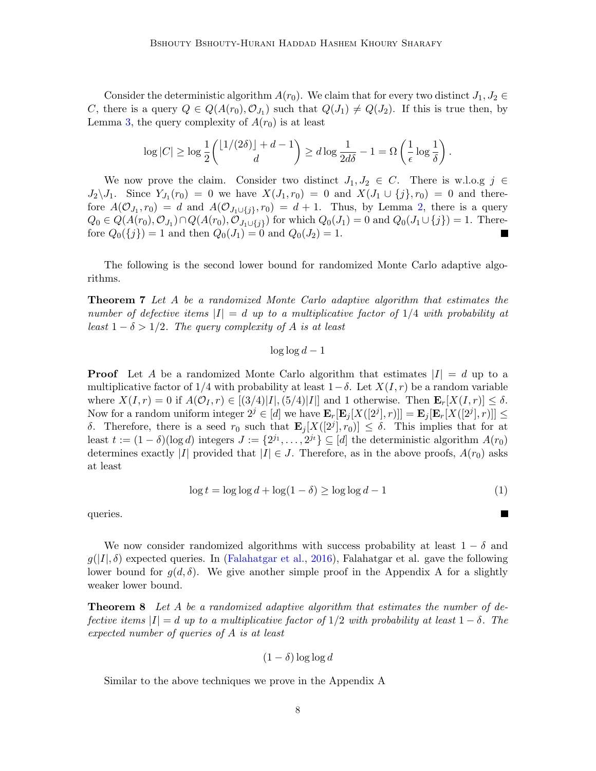Consider the deterministic algorithm $A(r_0)$. We claim that for every two distinct $J_1, J_2 \in C$, there is a query $Q \in Q(A(r_0), \mathcal{O}_{J_1})$ such that $Q(J_1) \neq Q(J_2)$. If this is true then, by Lemma 3, the query complexity of $A(r_0)$ is at least

$$\log |C| \geq \log \frac{1}{2}\binom{\lfloor 1/(2\delta) \rfloor + d - 1}{d} \geq d \log \frac{1}{2d\delta} - 1 = \Omega\left(\frac{1}{\epsilon} \log \frac{1}{\delta}\right).$$

We now prove the claim. Consider two distinct $J_1, J_2 \in C$. There is w.l.o.g $j \in J_2 \backslash J_1$. Since $Y_{J_1}(r_0) = 0$ we have $X(J_1, r_0) = 0$ and $X(J_1 \cup \{j\}, r_0) = 0$ and therefore $A(\mathcal{O}_{J_1}, r_0) = d$ and $A(\mathcal{O}_{J_1 \cup \{j\}}, r_0) = d + 1$. Thus, by Lemma 2, there is a query $Q_0 \in Q(A(r_0), \mathcal{O}_{J_1}) \cap Q(A(r_0), \mathcal{O}_{J_1 \cup \{j\}})$ for which $Q_0(J_1) = 0$ and $Q_0(J_1 \cup \{j\}) = 1$. Therefore $Q_0(\{j\}) = 1$ and then $Q_0(J_1) = 0$ and $Q_0(J_2) = 1$. ■

The following is the second lower bound for randomized Monte Carlo adaptive algorithms.

**Theorem 7** *Let $A$ be a randomized Monte Carlo adaptive algorithm that estimates the number of defective items $|I| = d$ up to a multiplicative factor of $1/4$ with probability at least $1 - \delta > 1/2$. The query complexity of $A$ is at least*

$$\log \log d - 1$$

**Proof** Let $A$ be a randomized Monte Carlo algorithm that estimates $|I| = d$ up to a multiplicative factor of $1/4$ with probability at least $1 - \delta$. Let $X(I, r)$ be a random variable where $X(I, r) = 0$ if $A(\mathcal{O}_I, r) \in [(3/4)|I|, (5/4)|I|]$ and $1$ otherwise. Then $\mathbf{E}_r[X(I, r)] \leq \delta$. Now for a random uniform integer $2^j \in [d]$ we have $\mathbf{E}_r[\mathbf{E}_j[X([2^j], r)]] = \mathbf{E}_j[\mathbf{E}_r[X([2^j], r)]] \leq \delta$. Therefore, there is a seed $r_0$ such that $\mathbf{E}_j[X([2^j], r_0)] \leq \delta$. This implies that for at least $t := (1 - \delta)(\log d)$ integers $J := \{2^{j_1}, \ldots, 2^{j_t}\} \subseteq [d]$ the deterministic algorithm $A(r_0)$ determines exactly $|I|$ provided that $|I| \in J$. Therefore, as in the above proofs, $A(r_0)$ asks at least

$$\log t = \log \log d + \log(1 - \delta) \geq \log \log d - 1 \tag{1}$$

queries. ■

We now consider randomized algorithms with success probability at least $1 - \delta$ and $g(|I|, \delta)$ expected queries. In (Falahatgar et al., 2016), Falahatgar et al. gave the following lower bound for $g(d, \delta)$. We give another simple proof in the Appendix A for a slightly weaker lower bound.

**Theorem 8** *Let $A$ be a randomized adaptive algorithm that estimates the number of defective items $|I| = d$ up to a multiplicative factor of $1/2$ with probability at least $1 - \delta$. The expected number of queries of $A$ is at least*

$$(1 - \delta) \log \log d$$

Similar to the above techniques we prove in the Appendix A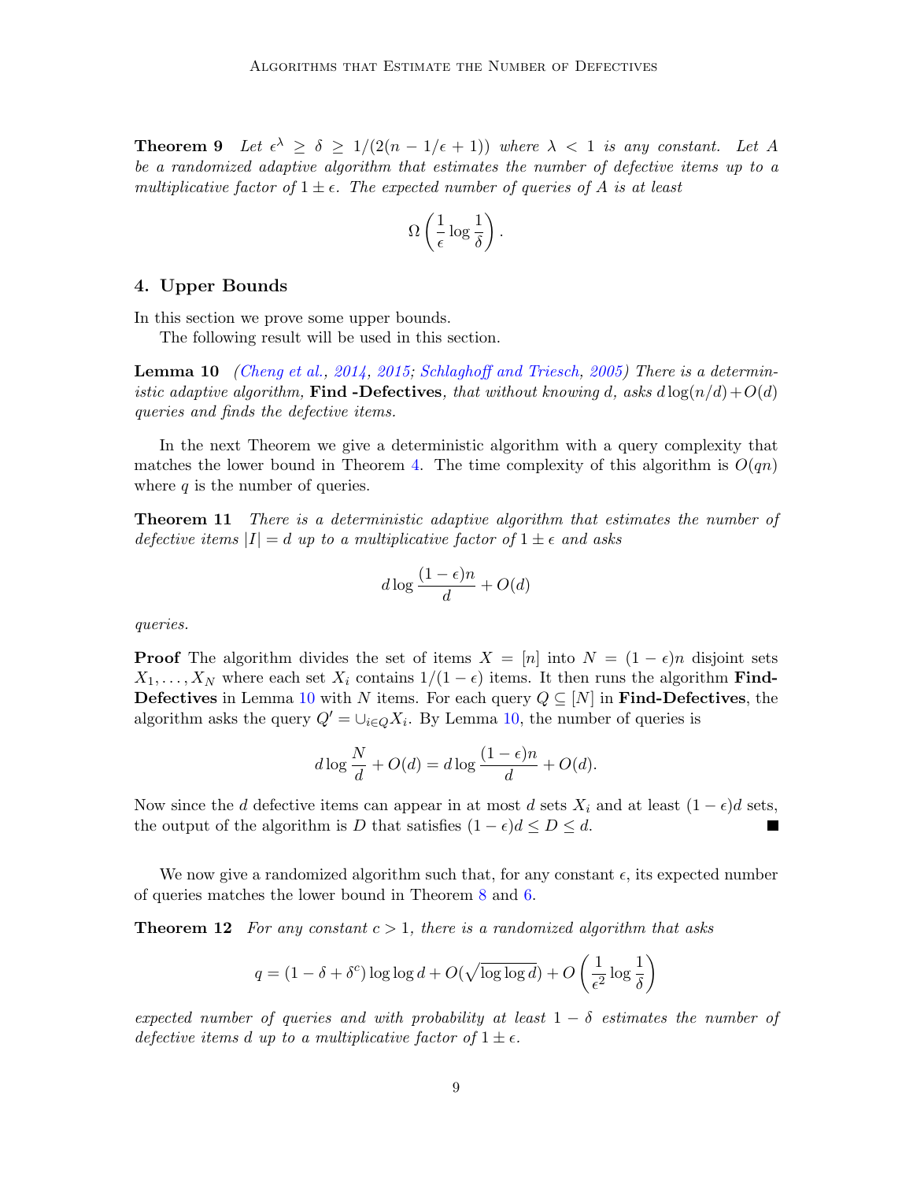**Theorem 9** *Let $\epsilon^\lambda \geq \delta \geq 1/(2(n-1/\epsilon+1))$ where $\lambda < 1$ is any constant. Let $A$ be a randomized adaptive algorithm that estimates the number of defective items up to a multiplicative factor of $1 \pm \epsilon$. The expected number of queries of $A$ is at least*

$$\Omega\left(\frac{1}{\epsilon}\log\frac{1}{\delta}\right).$$

## 4. Upper Bounds

In this section we prove some upper bounds.

The following result will be used in this section.

**Lemma 10** *(Cheng et al., 2014, 2015; Schlaghoff and Triesch, 2005) There is a deterministic adaptive algorithm,* **Find -Defectives***, that without knowing $d$, asks $d\log(n/d)+O(d)$ queries and finds the defective items.*

In the next Theorem we give a deterministic algorithm with a query complexity that matches the lower bound in Theorem 4. The time complexity of this algorithm is $O(qn)$ where $q$ is the number of queries.

**Theorem 11** *There is a deterministic adaptive algorithm that estimates the number of defective items $|I| = d$ up to a multiplicative factor of $1 \pm \epsilon$ and asks*

$$d\log\frac{(1-\epsilon)n}{d} + O(d)$$

*queries.*

**Proof** The algorithm divides the set of items $X = [n]$ into $N = (1-\epsilon)n$ disjoint sets $X_1, \ldots, X_N$ where each set $X_i$ contains $1/(1-\epsilon)$ items. It then runs the algorithm **Find-Defectives** in Lemma 10 with $N$ items. For each query $Q \subseteq [N]$ in **Find-Defectives**, the algorithm asks the query $Q' = \cup_{i\in Q} X_i$. By Lemma 10, the number of queries is

$$d\log\frac{N}{d} + O(d) = d\log\frac{(1-\epsilon)n}{d} + O(d).$$

Now since the $d$ defective items can appear in at most $d$ sets $X_i$ and at least $(1-\epsilon)d$ sets, the output of the algorithm is $D$ that satisfies $(1-\epsilon)d \leq D \leq d$. ■

We now give a randomized algorithm such that, for any constant $\epsilon$, its expected number of queries matches the lower bound in Theorem 8 and 6.

**Theorem 12** *For any constant $c > 1$, there is a randomized algorithm that asks*

$$q = (1-\delta+\delta^c)\log\log d + O(\sqrt{\log\log d}) + O\left(\frac{1}{\epsilon^2}\log\frac{1}{\delta}\right)$$

*expected number of queries and with probability at least $1-\delta$ estimates the number of defective items $d$ up to a multiplicative factor of $1 \pm \epsilon$.*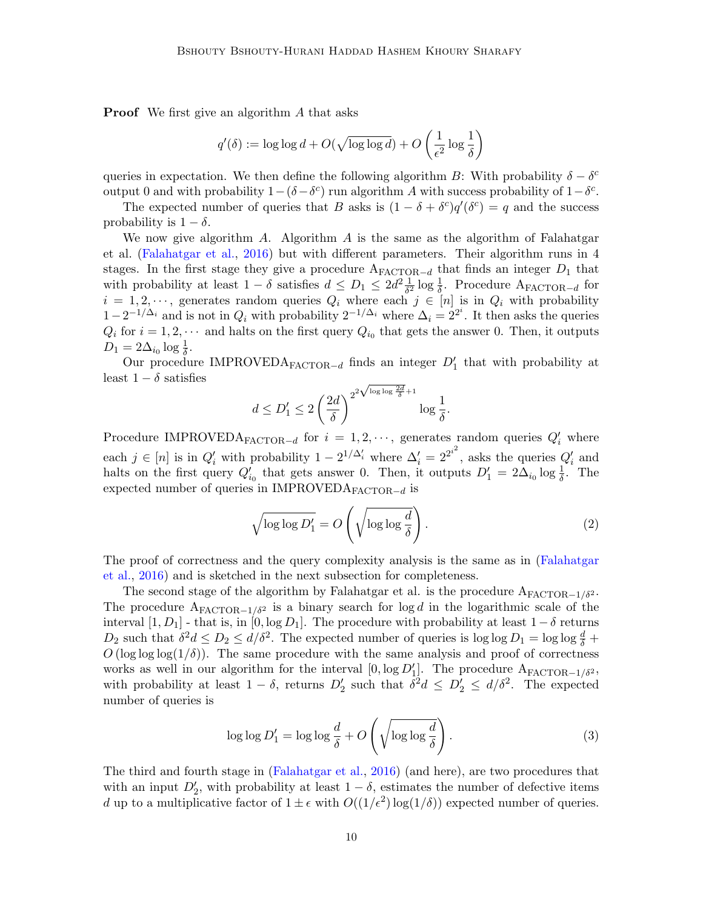**Proof** We first give an algorithm $A$ that asks

$$q'(\delta) := \log\log d + O(\sqrt{\log\log d}) + O\left(\frac{1}{\epsilon^2}\log\frac{1}{\delta}\right)$$

queries in expectation. We then define the following algorithm $B$: With probability $\delta-\delta^c$ output 0 and with probability $1-(\delta-\delta^c)$ run algorithm $A$ with success probability of $1-\delta^c$.

The expected number of queries that $B$ asks is $(1-\delta+\delta^c)q'(\delta^c) = q$ and the success probability is $1-\delta$.

We now give algorithm $A$. Algorithm $A$ is the same as the algorithm of Falahatgar et al. (Falahatgar et al., 2016) but with different parameters. Their algorithm runs in 4 stages. In the first stage they give a procedure $\text{A}_{\text{FACTOR}-d}$ that finds an integer $D_1$ that with probability at least $1-\delta$ satisfies $d \le D_1 \le 2d^2\frac{1}{\delta^2}\log\frac{1}{\delta}$. Procedure $\text{A}_{\text{FACTOR}-d}$ for $i = 1, 2, \cdots$, generates random queries $Q_i$ where each $j \in [n]$ is in $Q_i$ with probability $1-2^{-1/\Delta_i}$ and is not in $Q_i$ with probability $2^{-1/\Delta_i}$ where $\Delta_i = 2^{2^i}$. It then asks the queries $Q_i$ for $i = 1, 2, \cdots$ and halts on the first query $Q_{i_0}$ that gets the answer 0. Then, it outputs $D_1 = 2\Delta_{i_0}\log\frac{1}{\delta}$.

Our procedure $\text{IMPROVEDA}_{\text{FACTOR}-d}$ finds an integer $D_1'$ that with probability at least $1-\delta$ satisfies

$$d \le D_1' \le 2\left(\frac{2d}{\delta}\right)^{2^{2\sqrt{\log\log\frac{2d}{\delta}}+1}}\log\frac{1}{\delta}.$$

Procedure $\text{IMPROVEDA}_{\text{FACTOR}-d}$ for $i = 1, 2, \cdots$, generates random queries $Q_i'$ where each $j \in [n]$ is in $Q_i'$ with probability $1-2^{1/\Delta_i'}$ where $\Delta_i' = 2^{2^{i^2}}$, asks the queries $Q_i'$ and halts on the first query $Q_{i_0}'$ that gets answer 0. Then, it outputs $D_1' = 2\Delta_{i_0}\log\frac{1}{\delta}$. The expected number of queries in $\text{IMPROVEDA}_{\text{FACTOR}-d}$ is

$$\sqrt{\log\log D_1'} = O\left(\sqrt{\log\log\frac{d}{\delta}}\right). \tag{2}$$

The proof of correctness and the query complexity analysis is the same as in (Falahatgar et al., 2016) and is sketched in the next subsection for completeness.

The second stage of the algorithm by Falahatgar et al. is the procedure $\text{A}_{\text{FACTOR}-1/\delta^2}$. The procedure $\text{A}_{\text{FACTOR}-1/\delta^2}$ is a binary search for $\log d$ in the logarithmic scale of the interval $[1, D_1]$ - that is, in $[0, \log D_1]$. The procedure with probability at least $1-\delta$ returns $D_2$ such that $\delta^2 d \le D_2 \le d/\delta^2$. The expected number of queries is $\log\log D_1 = \log\log\frac{d}{\delta} + O(\log\log\log(1/\delta))$. The same procedure with the same analysis and proof of correctness works as well in our algorithm for the interval $[0, \log D_1']$. The procedure $\text{A}_{\text{FACTOR}-1/\delta^2}$, with probability at least $1-\delta$, returns $D_2'$ such that $\delta^2 d \le D_2' \le d/\delta^2$. The expected number of queries is

$$\log\log D_1' = \log\log\frac{d}{\delta} + O\left(\sqrt{\log\log\frac{d}{\delta}}\right). \tag{3}$$

The third and fourth stage in (Falahatgar et al., 2016) (and here), are two procedures that with an input $D_2'$, with probability at least $1-\delta$, estimates the number of defective items $d$ up to a multiplicative factor of $1\pm\epsilon$ with $O((1/\epsilon^2)\log(1/\delta))$ expected number of queries.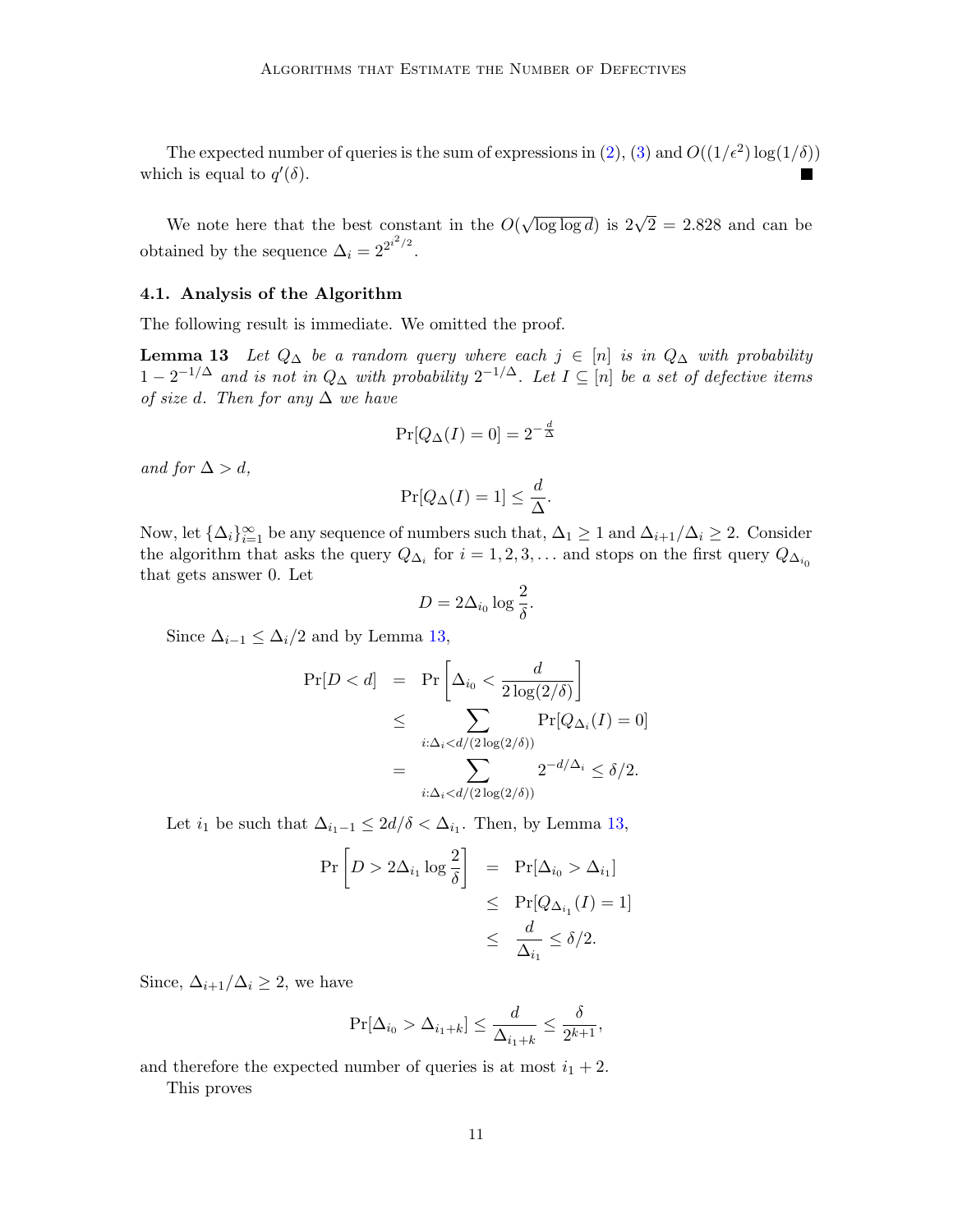The expected number of queries is the sum of expressions in (2), (3) and $O((1/\epsilon^2)\log(1/\delta))$ which is equal to $q'(\delta)$. ■

We note here that the best constant in the $O(\sqrt{\log\log d})$ is $2\sqrt{2} = 2.828$ and can be obtained by the sequence $\Delta_i = 2^{2^{i^2/2}}$.

### 4.1. Analysis of the Algorithm

The following result is immediate. We omitted the proof.

**Lemma 13** *Let $Q_\Delta$ be a random query where each $j \in [n]$ is in $Q_\Delta$ with probability $1 - 2^{-1/\Delta}$ and is not in $Q_\Delta$ with probability $2^{-1/\Delta}$. Let $I \subseteq [n]$ be a set of defective items of size $d$. Then for any $\Delta$ we have*

$$\Pr[Q_\Delta(I) = 0] = 2^{-\frac{d}{\Delta}}$$

*and for $\Delta > d$,*

$$\Pr[Q_\Delta(I) = 1] \le \frac{d}{\Delta}.$$

Now, let $\{\Delta_i\}_{i=1}^{\infty}$ be any sequence of numbers such that, $\Delta_1 \ge 1$ and $\Delta_{i+1}/\Delta_i \ge 2$. Consider the algorithm that asks the query $Q_{\Delta_i}$ for $i = 1, 2, 3, \ldots$ and stops on the first query $Q_{\Delta_{i_0}}$ that gets answer 0. Let

$$D = 2\Delta_{i_0} \log \frac{2}{\delta}.$$

Since $\Delta_{i-1} \le \Delta_i/2$ and by Lemma 13,

$$\begin{aligned}
\Pr[D < d] &= \Pr\left[\Delta_{i_0} < \frac{d}{2\log(2/\delta)}\right] \\
&\le \sum_{i:\Delta_i < d/(2\log(2/\delta))} \Pr[Q_{\Delta_i}(I) = 0] \\
&= \sum_{i:\Delta_i < d/(2\log(2/\delta))} 2^{-d/\Delta_i} \le \delta/2.
\end{aligned}$$

Let $i_1$ be such that $\Delta_{i_1 - 1} \le 2d/\delta < \Delta_{i_1}$. Then, by Lemma 13,

$$\begin{aligned}
\Pr\left[D > 2\Delta_{i_1} \log \frac{2}{\delta}\right] &= \Pr[\Delta_{i_0} > \Delta_{i_1}] \\
&\le \Pr[Q_{\Delta_{i_1}}(I) = 1] \\
&\le \frac{d}{\Delta_{i_1}} \le \delta/2.
\end{aligned}$$

Since, $\Delta_{i+1}/\Delta_i \ge 2$, we have

$$\Pr[\Delta_{i_0} > \Delta_{i_1+k}] \le \frac{d}{\Delta_{i_1+k}} \le \frac{\delta}{2^{k+1}},$$

and therefore the expected number of queries is at most $i_1 + 2$.

This proves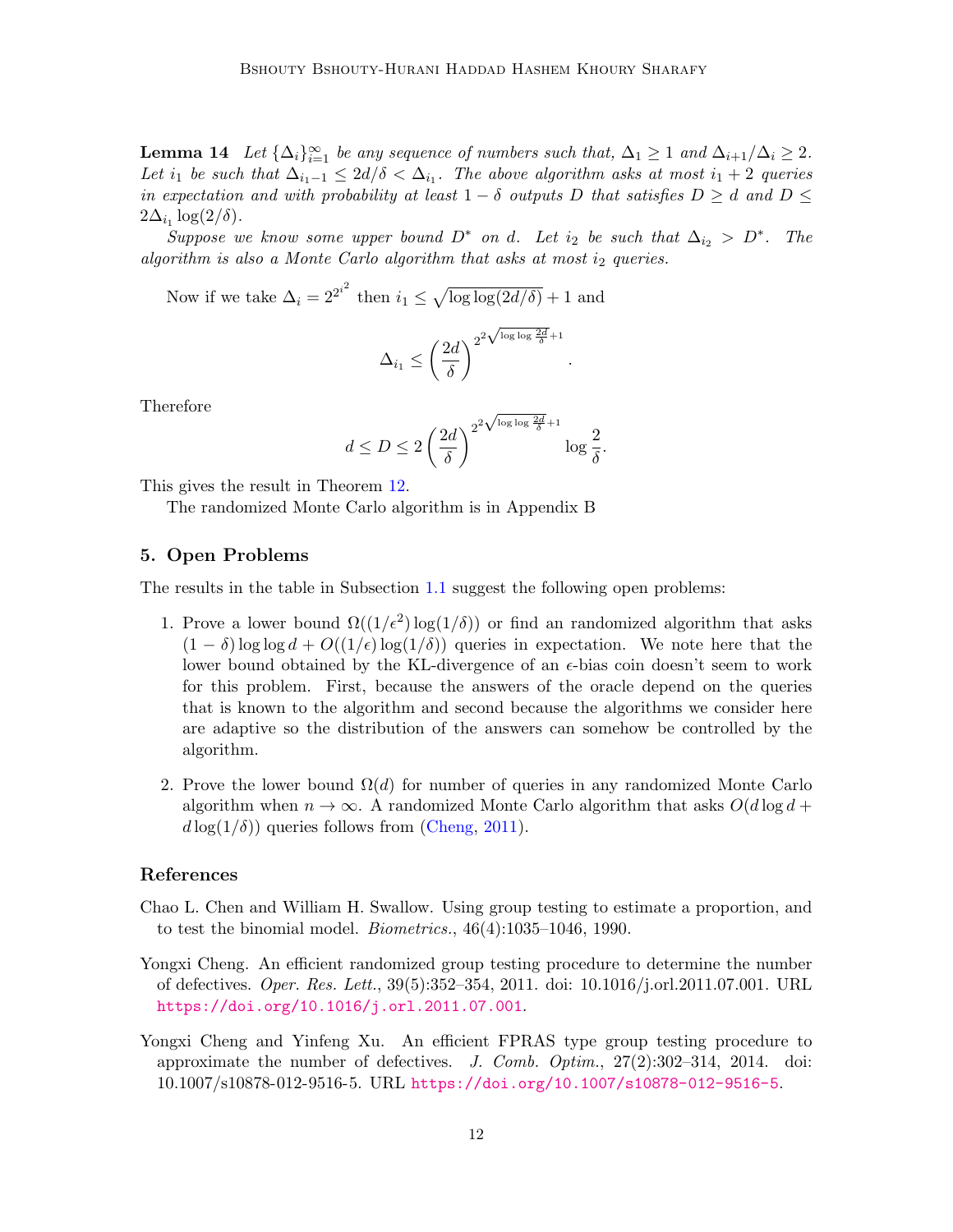**Lemma 14** *Let $\{\Delta_i\}_{i=1}^{\infty}$ be any sequence of numbers such that, $\Delta_1 \geq 1$ and $\Delta_{i+1}/\Delta_i \geq 2$. Let $i_1$ be such that $\Delta_{i_1-1} \leq 2d/\delta < \Delta_{i_1}$. The above algorithm asks at most $i_1+2$ queries in expectation and with probability at least $1-\delta$ outputs $D$ that satisfies $D \geq d$ and $D \leq 2\Delta_{i_1}\log(2/\delta)$.*

*Suppose we know some upper bound $D^*$ on $d$. Let $i_2$ be such that $\Delta_{i_2} > D^*$. The algorithm is also a Monte Carlo algorithm that asks at most $i_2$ queries.*

Now if we take $\Delta_i = 2^{2^{i^2}}$ then $i_1 \leq \sqrt{\log\log(2d/\delta)}+1$ and

$$\Delta_{i_1} \leq \left(\frac{2d}{\delta}\right)^{2^{2\sqrt{\log\log\frac{2d}{\delta}}+1}}.$$

Therefore

$$d \leq D \leq 2\left(\frac{2d}{\delta}\right)^{2^{2\sqrt{\log\log\frac{2d}{\delta}}+1}} \log\frac{2}{\delta}.$$

This gives the result in Theorem 12.

The randomized Monte Carlo algorithm is in Appendix B

## 5. Open Problems

The results in the table in Subsection 1.1 suggest the following open problems:

1. Prove a lower bound $\Omega((1/\epsilon^2)\log(1/\delta))$ or find an randomized algorithm that asks $(1-\delta)\log\log d + O((1/\epsilon)\log(1/\delta))$ queries in expectation. We note here that the lower bound obtained by the KL-divergence of an $\epsilon$-bias coin doesn't seem to work for this problem. First, because the answers of the oracle depend on the queries that is known to the algorithm and second because the algorithms we consider here are adaptive so the distribution of the answers can somehow be controlled by the algorithm.

2. Prove the lower bound $\Omega(d)$ for number of queries in any randomized Monte Carlo algorithm when $n \to \infty$. A randomized Monte Carlo algorithm that asks $O(d\log d + d\log(1/\delta))$ queries follows from (Cheng, 2011).

## References

Chao L. Chen and William H. Swallow. Using group testing to estimate a proportion, and to test the binomial model. *Biometrics.*, 46(4):1035–1046, 1990.

Yongxi Cheng. An efficient randomized group testing procedure to determine the number of defectives. *Oper. Res. Lett.*, 39(5):352–354, 2011. doi: 10.1016/j.orl.2011.07.001. URL https://doi.org/10.1016/j.orl.2011.07.001.

Yongxi Cheng and Yinfeng Xu. An efficient FPRAS type group testing procedure to approximate the number of defectives. *J. Comb. Optim.*, 27(2):302–314, 2014. doi: 10.1007/s10878-012-9516-5. URL https://doi.org/10.1007/s10878-012-9516-5.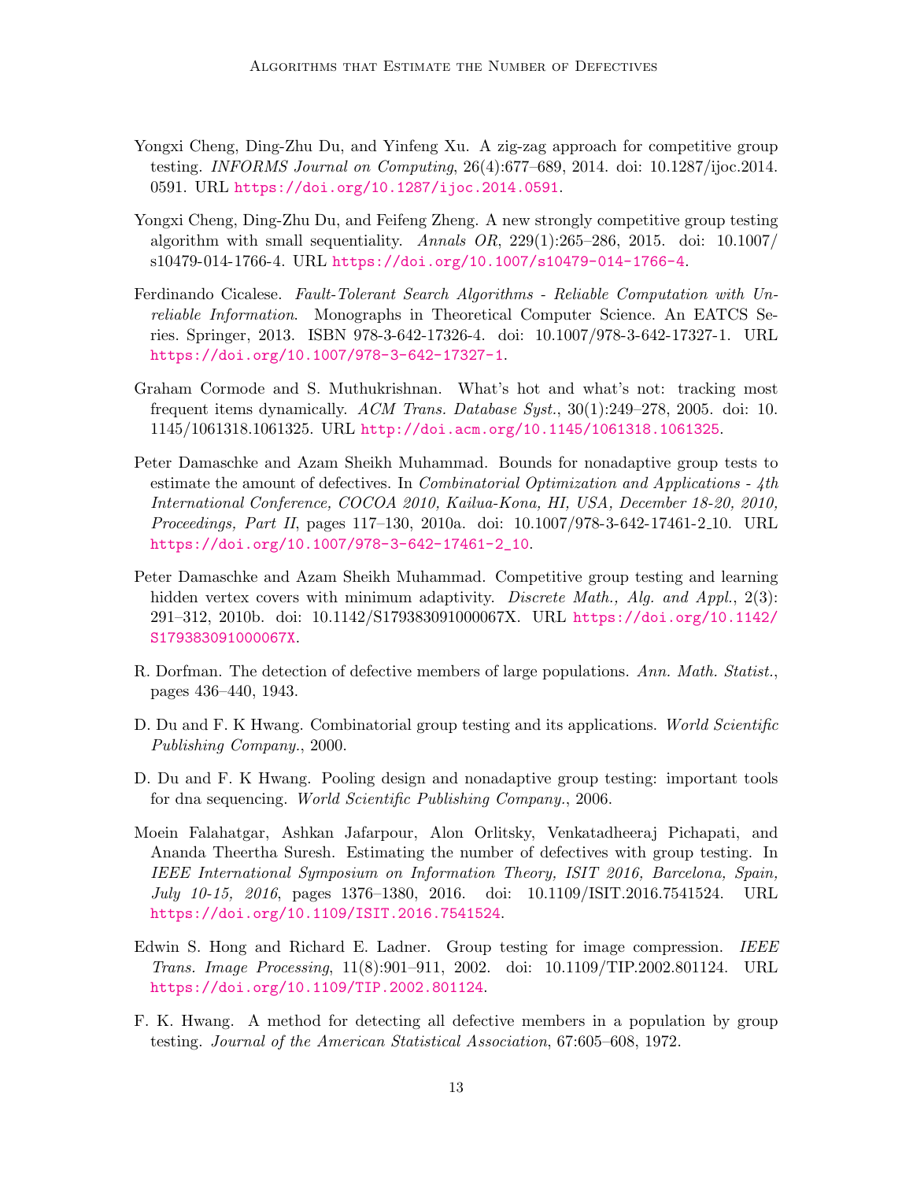Yongxi Cheng, Ding-Zhu Du, and Yinfeng Xu. A zig-zag approach for competitive group testing. *INFORMS Journal on Computing*, 26(4):677–689, 2014. doi: 10.1287/ijoc.2014.0591. URL https://doi.org/10.1287/ijoc.2014.0591.

Yongxi Cheng, Ding-Zhu Du, and Feifeng Zheng. A new strongly competitive group testing algorithm with small sequentiality. *Annals OR*, 229(1):265–286, 2015. doi: 10.1007/s10479-014-1766-4. URL https://doi.org/10.1007/s10479-014-1766-4.

Ferdinando Cicalese. *Fault-Tolerant Search Algorithms - Reliable Computation with Unreliable Information*. Monographs in Theoretical Computer Science. An EATCS Series. Springer, 2013. ISBN 978-3-642-17326-4. doi: 10.1007/978-3-642-17327-1. URL https://doi.org/10.1007/978-3-642-17327-1.

Graham Cormode and S. Muthukrishnan. What's hot and what's not: tracking most frequent items dynamically. *ACM Trans. Database Syst.*, 30(1):249–278, 2005. doi: 10.1145/1061318.1061325. URL http://doi.acm.org/10.1145/1061318.1061325.

Peter Damaschke and Azam Sheikh Muhammad. Bounds for nonadaptive group tests to estimate the amount of defectives. In *Combinatorial Optimization and Applications - 4th International Conference, COCOA 2010, Kailua-Kona, HI, USA, December 18-20, 2010, Proceedings, Part II*, pages 117–130, 2010a. doi: 10.1007/978-3-642-17461-2_10. URL https://doi.org/10.1007/978-3-642-17461-2_10.

Peter Damaschke and Azam Sheikh Muhammad. Competitive group testing and learning hidden vertex covers with minimum adaptivity. *Discrete Math., Alg. and Appl.*, 2(3): 291–312, 2010b. doi: 10.1142/S179383091000067X. URL https://doi.org/10.1142/S179383091000067X.

R. Dorfman. The detection of defective members of large populations. *Ann. Math. Statist.*, pages 436–440, 1943.

D. Du and F. K Hwang. Combinatorial group testing and its applications. *World Scientific Publishing Company.*, 2000.

D. Du and F. K Hwang. Pooling design and nonadaptive group testing: important tools for dna sequencing. *World Scientific Publishing Company.*, 2006.

Moein Falahatgar, Ashkan Jafarpour, Alon Orlitsky, Venkatadheeraj Pichapati, and Ananda Theertha Suresh. Estimating the number of defectives with group testing. In *IEEE International Symposium on Information Theory, ISIT 2016, Barcelona, Spain, July 10-15, 2016*, pages 1376–1380, 2016. doi: 10.1109/ISIT.2016.7541524. URL https://doi.org/10.1109/ISIT.2016.7541524.

Edwin S. Hong and Richard E. Ladner. Group testing for image compression. *IEEE Trans. Image Processing*, 11(8):901–911, 2002. doi: 10.1109/TIP.2002.801124. URL https://doi.org/10.1109/TIP.2002.801124.

F. K. Hwang. A method for detecting all defective members in a population by group testing. *Journal of the American Statistical Association*, 67:605–608, 1972.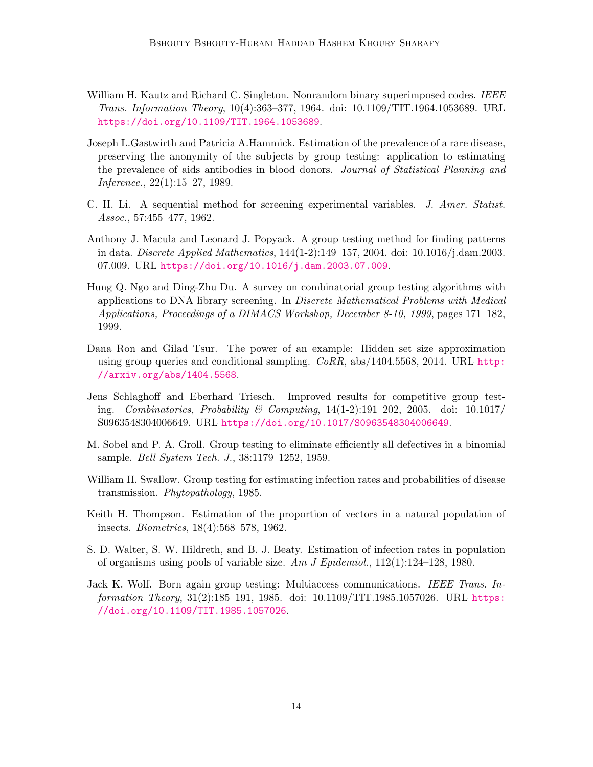William H. Kautz and Richard C. Singleton. Nonrandom binary superimposed codes. *IEEE Trans. Information Theory*, 10(4):363–377, 1964. doi: 10.1109/TIT.1964.1053689. URL https://doi.org/10.1109/TIT.1964.1053689.

Joseph L.Gastwirth and Patricia A.Hammick. Estimation of the prevalence of a rare disease, preserving the anonymity of the subjects by group testing: application to estimating the prevalence of aids antibodies in blood donors. *Journal of Statistical Planning and Inference.*, 22(1):15–27, 1989.

C. H. Li. A sequential method for screening experimental variables. *J. Amer. Statist. Assoc.*, 57:455–477, 1962.

Anthony J. Macula and Leonard J. Popyack. A group testing method for finding patterns in data. *Discrete Applied Mathematics*, 144(1-2):149–157, 2004. doi: 10.1016/j.dam.2003.07.009. URL https://doi.org/10.1016/j.dam.2003.07.009.

Hung Q. Ngo and Ding-Zhu Du. A survey on combinatorial group testing algorithms with applications to DNA library screening. In *Discrete Mathematical Problems with Medical Applications, Proceedings of a DIMACS Workshop, December 8-10, 1999*, pages 171–182, 1999.

Dana Ron and Gilad Tsur. The power of an example: Hidden set size approximation using group queries and conditional sampling. *CoRR*, abs/1404.5568, 2014. URL http://arxiv.org/abs/1404.5568.

Jens Schlaghoff and Eberhard Triesch. Improved results for competitive group testing. *Combinatorics, Probability & Computing*, 14(1-2):191–202, 2005. doi: 10.1017/S0963548304006649. URL https://doi.org/10.1017/S0963548304006649.

M. Sobel and P. A. Groll. Group testing to eliminate efficiently all defectives in a binomial sample. *Bell System Tech. J.*, 38:1179–1252, 1959.

William H. Swallow. Group testing for estimating infection rates and probabilities of disease transmission. *Phytopathology*, 1985.

Keith H. Thompson. Estimation of the proportion of vectors in a natural population of insects. *Biometrics*, 18(4):568–578, 1962.

S. D. Walter, S. W. Hildreth, and B. J. Beaty. Estimation of infection rates in population of organisms using pools of variable size. *Am J Epidemiol.*, 112(1):124–128, 1980.

Jack K. Wolf. Born again group testing: Multiaccess communications. *IEEE Trans. Information Theory*, 31(2):185–191, 1985. doi: 10.1109/TIT.1985.1057026. URL https://doi.org/10.1109/TIT.1985.1057026.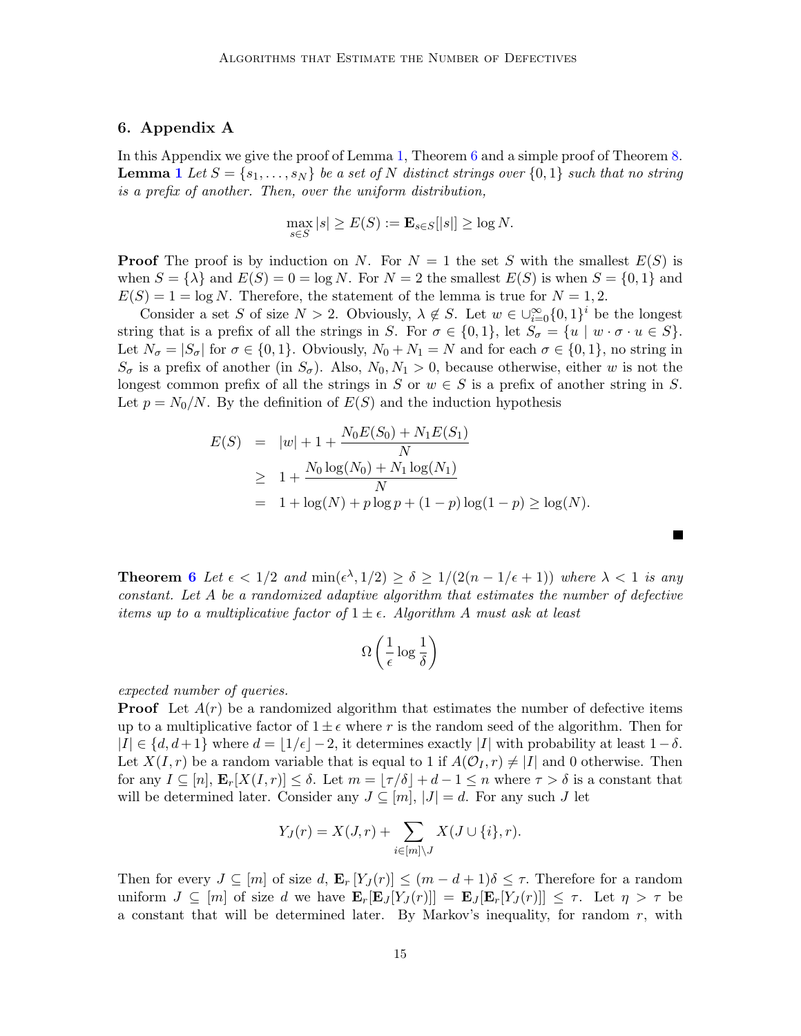## 6. Appendix A

In this Appendix we give the proof of Lemma 1, Theorem 6 and a simple proof of Theorem 8.

**Lemma 1** *Let $S = \{s_1, \ldots, s_N\}$ be a set of $N$ distinct strings over $\{0,1\}$ such that no string is a prefix of another. Then, over the uniform distribution,*

$$\max_{s \in S} |s| \geq E(S) := \mathbf{E}_{s \in S}[|s|] \geq \log N.$$

**Proof** The proof is by induction on $N$. For $N = 1$ the set $S$ with the smallest $E(S)$ is when $S = \{\lambda\}$ and $E(S) = 0 = \log N$. For $N = 2$ the smallest $E(S)$ is when $S = \{0, 1\}$ and $E(S) = 1 = \log N$. Therefore, the statement of the lemma is true for $N = 1, 2$.

Consider a set $S$ of size $N > 2$. Obviously, $\lambda \notin S$. Let $w \in \cup_{i=0}^{\infty}\{0,1\}^i$ be the longest string that is a prefix of all the strings in $S$. For $\sigma \in \{0,1\}$, let $S_\sigma = \{u \mid w \cdot \sigma \cdot u \in S\}$. Let $N_\sigma = |S_\sigma|$ for $\sigma \in \{0,1\}$. Obviously, $N_0 + N_1 = N$ and for each $\sigma \in \{0,1\}$, no string in $S_\sigma$ is a prefix of another (in $S_\sigma$). Also, $N_0, N_1 > 0$, because otherwise, either $w$ is not the longest common prefix of all the strings in $S$ or $w \in S$ is a prefix of another string in $S$. Let $p = N_0/N$. By the definition of $E(S)$ and the induction hypothesis

$$\begin{aligned}
E(S) &= |w| + 1 + \frac{N_0 E(S_0) + N_1 E(S_1)}{N} \\
&\geq 1 + \frac{N_0 \log(N_0) + N_1 \log(N_1)}{N} \\
&= 1 + \log(N) + p \log p + (1-p)\log(1-p) \geq \log(N).
\end{aligned}$$

■

**Theorem 6** *Let $\epsilon < 1/2$ and $\min(\epsilon^\lambda, 1/2) \geq \delta \geq 1/(2(n - 1/\epsilon + 1))$ where $\lambda < 1$ is any constant. Let $A$ be a randomized adaptive algorithm that estimates the number of defective items up to a multiplicative factor of $1 \pm \epsilon$. Algorithm $A$ must ask at least*

$$\Omega\left(\frac{1}{\epsilon} \log \frac{1}{\delta}\right)$$

*expected number of queries.*

**Proof** Let $A(r)$ be a randomized algorithm that estimates the number of defective items up to a multiplicative factor of $1 \pm \epsilon$ where $r$ is the random seed of the algorithm. Then for $|I| \in \{d, d+1\}$ where $d = \lfloor 1/\epsilon \rfloor - 2$, it determines exactly $|I|$ with probability at least $1 - \delta$. Let $X(I, r)$ be a random variable that is equal to 1 if $A(\mathcal{O}_I, r) \neq |I|$ and 0 otherwise. Then for any $I \subseteq [n]$, $\mathbf{E}_r[X(I, r)] \leq \delta$. Let $m = \lfloor \tau/\delta \rfloor + d - 1 \leq n$ where $\tau > \delta$ is a constant that will be determined later. Consider any $J \subseteq [m]$, $|J| = d$. For any such $J$ let

$$Y_J(r) = X(J, r) + \sum_{i \in [m] \setminus J} X(J \cup \{i\}, r).$$

Then for every $J \subseteq [m]$ of size $d$, $\mathbf{E}_r[Y_J(r)] \leq (m - d + 1)\delta \leq \tau$. Therefore for a random uniform $J \subseteq [m]$ of size $d$ we have $\mathbf{E}_r[\mathbf{E}_J[Y_J(r)]] = \mathbf{E}_J[\mathbf{E}_r[Y_J(r)]] \leq \tau$. Let $\eta > \tau$ be a constant that will be determined later. By Markov's inequality, for random $r$, with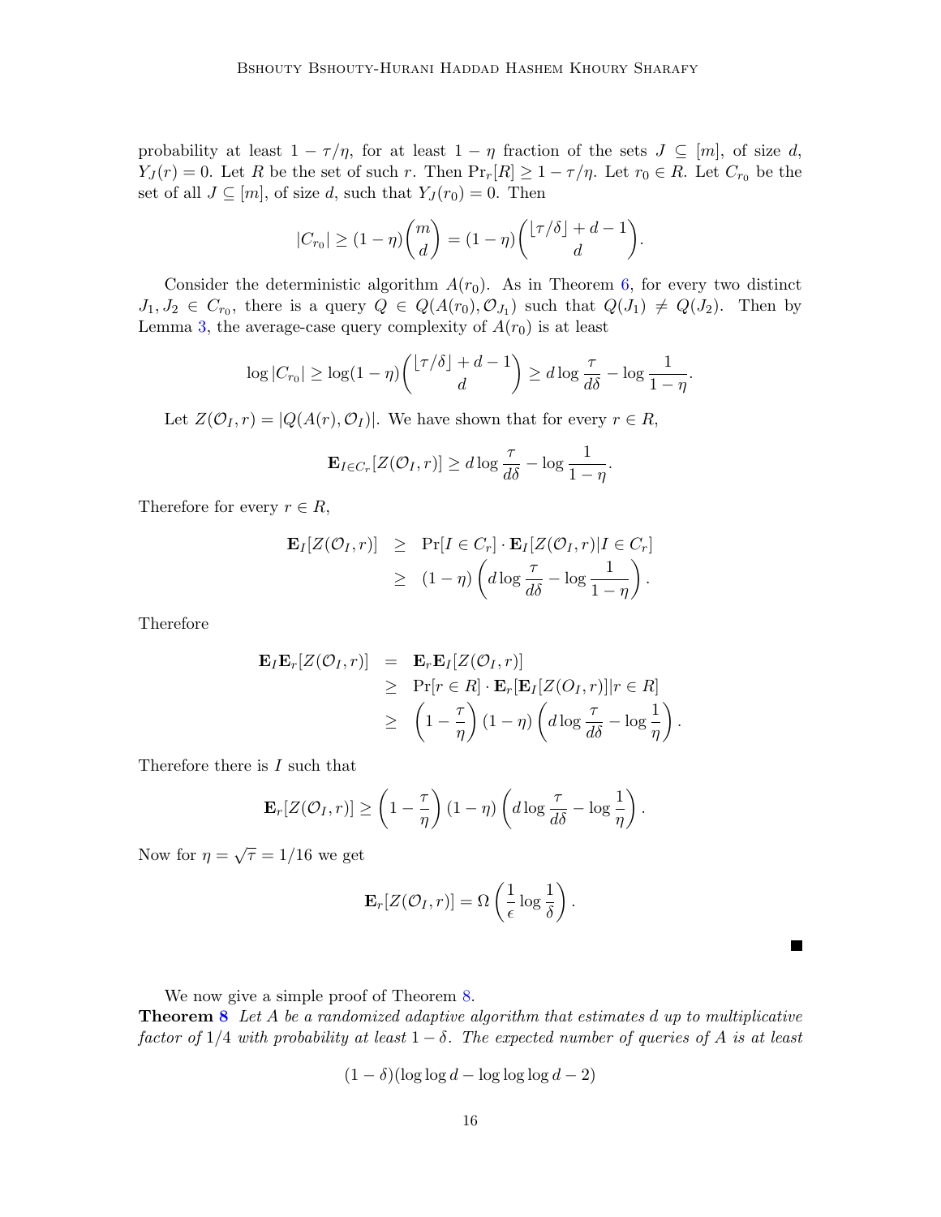probability at least $1-\tau/\eta$, for at least $1-\eta$ fraction of the sets $J \subseteq [m]$, of size $d$, $Y_J(r)=0$. Let $R$ be the set of such $r$. Then $\Pr_r[R] \ge 1-\tau/\eta$. Let $r_0 \in R$. Let $C_{r_0}$ be the set of all $J \subseteq [m]$, of size $d$, such that $Y_J(r_0)=0$. Then

$$|C_{r_0}| \ge (1-\eta)\binom{m}{d} = (1-\eta)\binom{\lfloor \tau/\delta \rfloor + d - 1}{d}.$$

Consider the deterministic algorithm $A(r_0)$. As in Theorem 6, for every two distinct $J_1, J_2 \in C_{r_0}$, there is a query $Q \in Q(A(r_0), \mathcal{O}_{J_1})$ such that $Q(J_1) \ne Q(J_2)$. Then by Lemma 3, the average-case query complexity of $A(r_0)$ is at least

$$\log |C_{r_0}| \ge \log(1-\eta)\binom{\lfloor \tau/\delta \rfloor + d - 1}{d} \ge d \log \frac{\tau}{d\delta} - \log \frac{1}{1-\eta}.$$

Let $Z(\mathcal{O}_I, r) = |Q(A(r), \mathcal{O}_I)|$. We have shown that for every $r \in R$,

$$\mathbf{E}_{I \in C_r}[Z(\mathcal{O}_I, r)] \ge d \log \frac{\tau}{d\delta} - \log \frac{1}{1-\eta}.$$

Therefore for every $r \in R$,

$$\begin{aligned}
\mathbf{E}_I[Z(\mathcal{O}_I, r)] &\ge \Pr[I \in C_r] \cdot \mathbf{E}_I[Z(\mathcal{O}_I, r) | I \in C_r] \\
&\ge (1-\eta)\left(d \log \frac{\tau}{d\delta} - \log \frac{1}{1-\eta}\right).
\end{aligned}$$

Therefore

$$\begin{aligned}
\mathbf{E}_I \mathbf{E}_r[Z(\mathcal{O}_I, r)] &= \mathbf{E}_r \mathbf{E}_I[Z(\mathcal{O}_I, r)] \\
&\ge \Pr[r \in R] \cdot \mathbf{E}_r[\mathbf{E}_I[Z(O_I, r)] | r \in R] \\
&\ge \left(1 - \frac{\tau}{\eta}\right)(1-\eta)\left(d \log \frac{\tau}{d\delta} - \log \frac{1}{\eta}\right).
\end{aligned}$$

Therefore there is $I$ such that

$$\mathbf{E}_r[Z(\mathcal{O}_I, r)] \ge \left(1 - \frac{\tau}{\eta}\right)(1-\eta)\left(d \log \frac{\tau}{d\delta} - \log \frac{1}{\eta}\right).$$

Now for $\eta = \sqrt{\tau} = 1/16$ we get

$$\mathbf{E}_r[Z(\mathcal{O}_I, r)] = \Omega\left(\frac{1}{\epsilon} \log \frac{1}{\delta}\right).$$

■

We now give a simple proof of Theorem 8.

**Theorem 8** *Let $A$ be a randomized adaptive algorithm that estimates $d$ up to multiplicative factor of $1/4$ with probability at least $1-\delta$. The expected number of queries of $A$ is at least*

$$(1-\delta)(\log\log d - \log\log\log d - 2)$$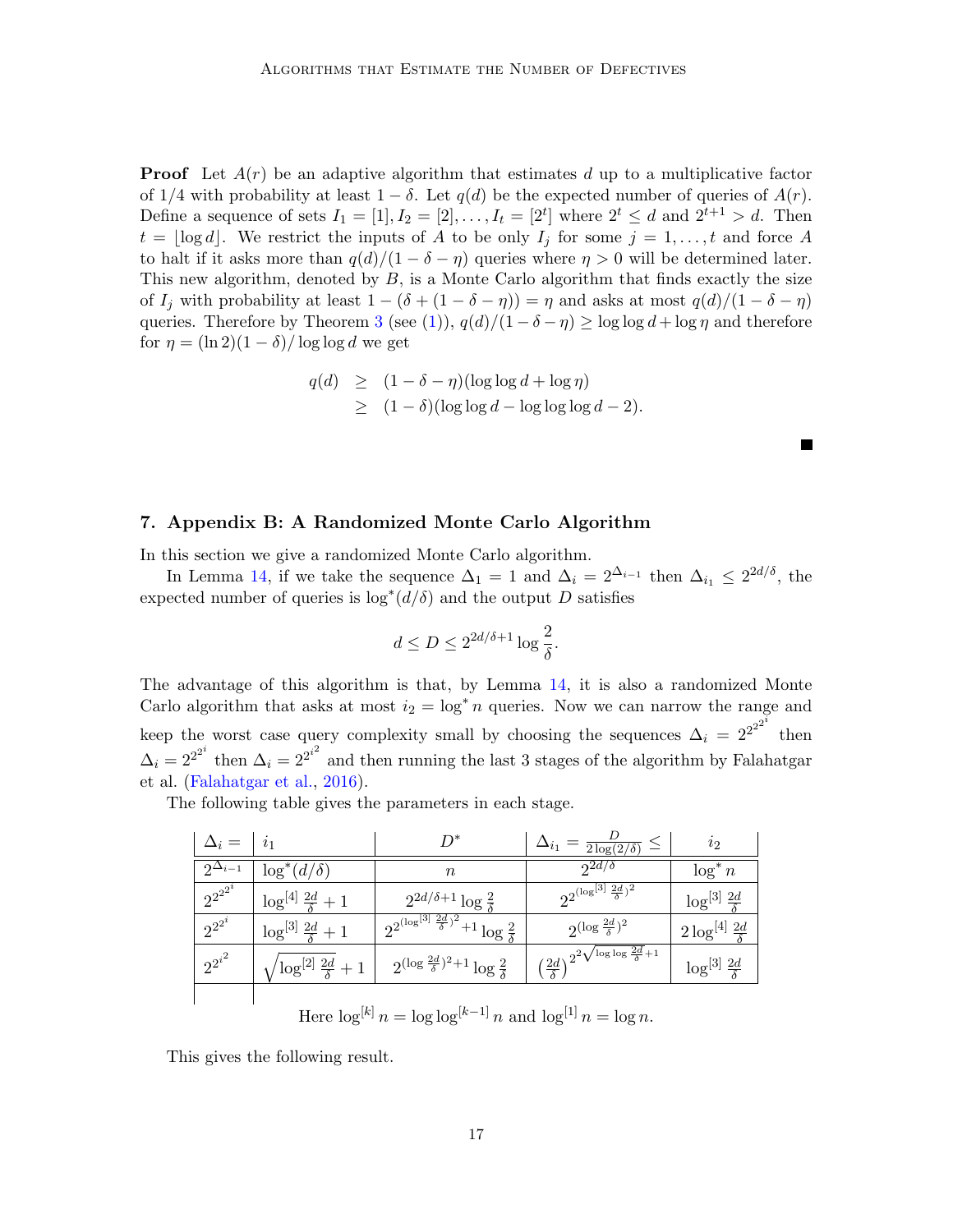**Proof** Let $A(r)$ be an adaptive algorithm that estimates $d$ up to a multiplicative factor of $1/4$ with probability at least $1-\delta$. Let $q(d)$ be the expected number of queries of $A(r)$. Define a sequence of sets $I_1=[1], I_2=[2],\ldots,I_t=[2^t]$ where $2^t\le d$ and $2^{t+1}>d$. Then $t=\lfloor \log d\rfloor$. We restrict the inputs of $A$ to be only $I_j$ for some $j=1,\ldots,t$ and force $A$ to halt if it asks more than $q(d)/(1-\delta-\eta)$ queries where $\eta>0$ will be determined later. This new algorithm, denoted by $B$, is a Monte Carlo algorithm that finds exactly the size of $I_j$ with probability at least $1-(\delta+(1-\delta-\eta))=\eta$ and asks at most $q(d)/(1-\delta-\eta)$ queries. Therefore by Theorem 3 (see (1)), $q(d)/(1-\delta-\eta)\ge \log\log d+\log \eta$ and therefore for $\eta=(\ln 2)(1-\delta)/\log\log d$ we get

$$
\begin{aligned}
q(d) &\ge (1-\delta-\eta)(\log\log d+\log\eta)\\
&\ge (1-\delta)(\log\log d-\log\log\log d-2).
\end{aligned}
$$

■

## 7. Appendix B: A Randomized Monte Carlo Algorithm

In this section we give a randomized Monte Carlo algorithm.

In Lemma 14, if we take the sequence $\Delta_1=1$ and $\Delta_i=2^{\Delta_{i-1}}$ then $\Delta_{i_1}\le 2^{2d/\delta}$, the expected number of queries is $\log^*(d/\delta)$ and the output $D$ satisfies

$$
d\le D\le 2^{2d/\delta+1}\log\frac{2}{\delta}.
$$

The advantage of this algorithm is that, by Lemma 14, it is also a randomized Monte Carlo algorithm that asks at most $i_2=\log^* n$ queries. Now we can narrow the range and keep the worst case query complexity small by choosing the sequences $\Delta_i=2^{2^{2^{2^i}}}$ then $\Delta_i=2^{2^{2^i}}$ then $\Delta_i=2^{2^{i^2}}$ and then running the last 3 stages of the algorithm by Falahatgar et al. (Falahatgar et al., 2016).

The following table gives the parameters in each stage.

| $\Delta_i=$ | $i_1$ | $D^*$ | $\Delta_{i_1}=\frac{D}{2\log(2/\delta)}\le$ | $i_2$ |
|---|---|---|---|---|
| $2^{\Delta_{i-1}}$ | $\log^*(d/\delta)$ | $n$ | $2^{2d/\delta}$ | $\log^* n$ |
| $2^{2^{2^{2^i}}}$ | $\log^{[4]}\frac{2d}{\delta}+1$ | $2^{2d/\delta+1}\log\frac{2}{\delta}$ | $2^{2^{(\log^{[3]}\frac{2d}{\delta})^2}}$ | $\log^{[3]}\frac{2d}{\delta}$ |
| $2^{2^{2^i}}$ | $\log^{[3]}\frac{2d}{\delta}+1$ | $2^{2^{(\log^{[3]}\frac{2d}{\delta})^2}+1}\log\frac{2}{\delta}$ | $2^{(\log\frac{2d}{\delta})^2}$ | $2\log^{[4]}\frac{2d}{\delta}$ |
| $2^{2^{i^2}}$ | $\sqrt{\log^{[2]}\frac{2d}{\delta}}+1$ | $2^{(\log\frac{2d}{\delta})^2+1}\log\frac{2}{\delta}$ | $\left(\frac{2d}{\delta}\right)^{2^{2\sqrt{\log\log\frac{2d}{\delta}}+1}}$ | $\log^{[3]}\frac{2d}{\delta}$ |
| | | | | |

Here $\log^{[k]} n=\log\log^{[k-1]} n$ and $\log^{[1]} n=\log n$.

This gives the following result.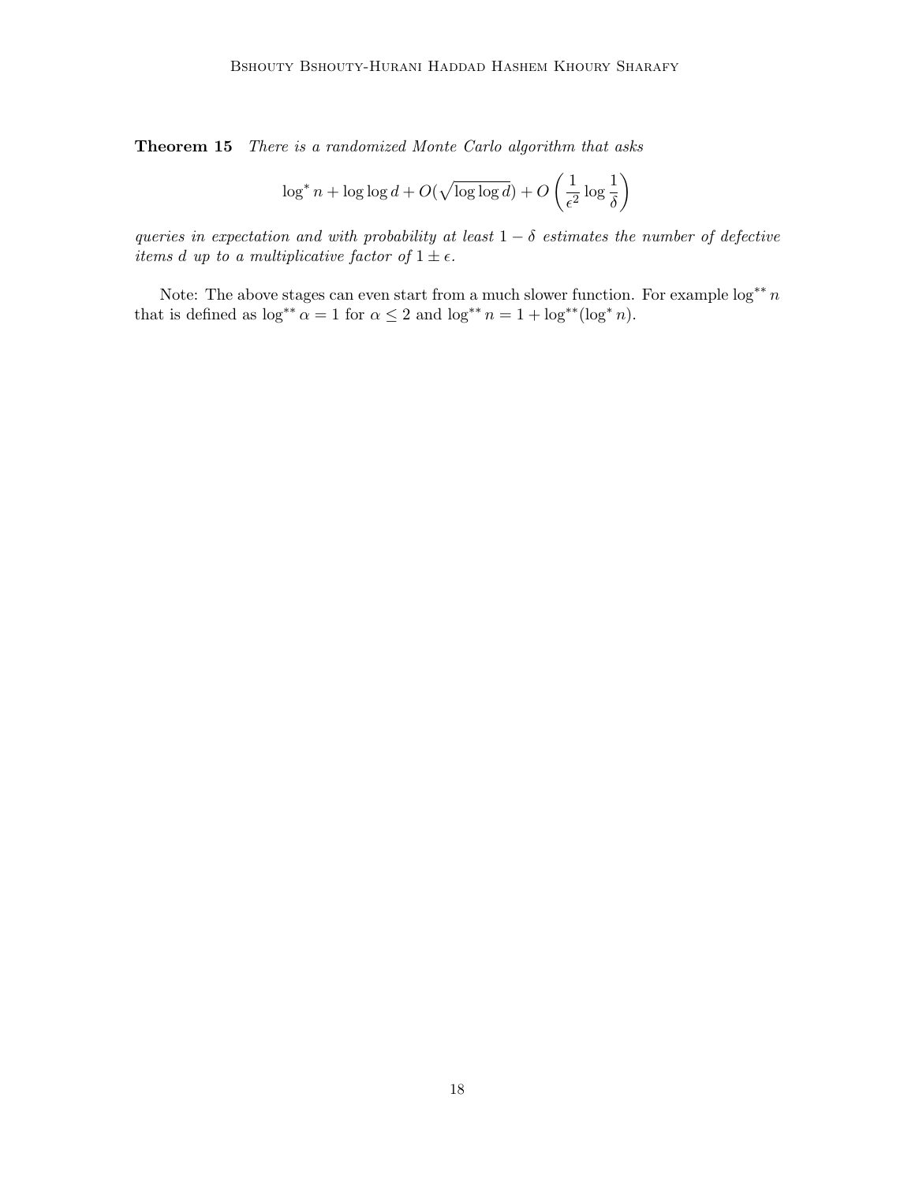**Theorem 15** *There is a randomized Monte Carlo algorithm that asks*

$$\log^* n + \log\log d + O(\sqrt{\log\log d}) + O\left(\frac{1}{\epsilon^2}\log\frac{1}{\delta}\right)$$

*queries in expectation and with probability at least $1-\delta$ estimates the number of defective items $d$ up to a multiplicative factor of $1 \pm \epsilon$.*

Note: The above stages can even start from a much slower function. For example $\log^{**} n$ that is defined as $\log^{**}\alpha = 1$ for $\alpha \le 2$ and $\log^{**} n = 1 + \log^{**}(\log^* n)$.